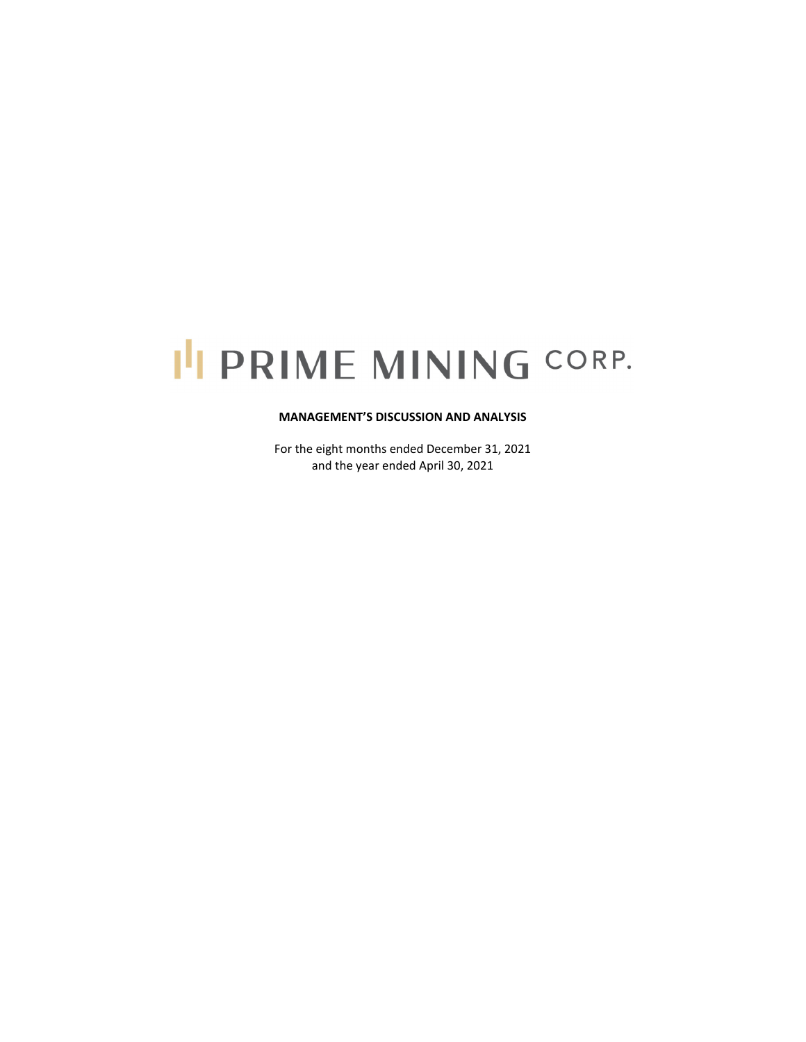# PRIME MINING CORP.

**MANAGEMENT'S DISCUSSION AND ANALYSIS**

For the eight months ended December 31, 2021
and the year ended April 30, 2021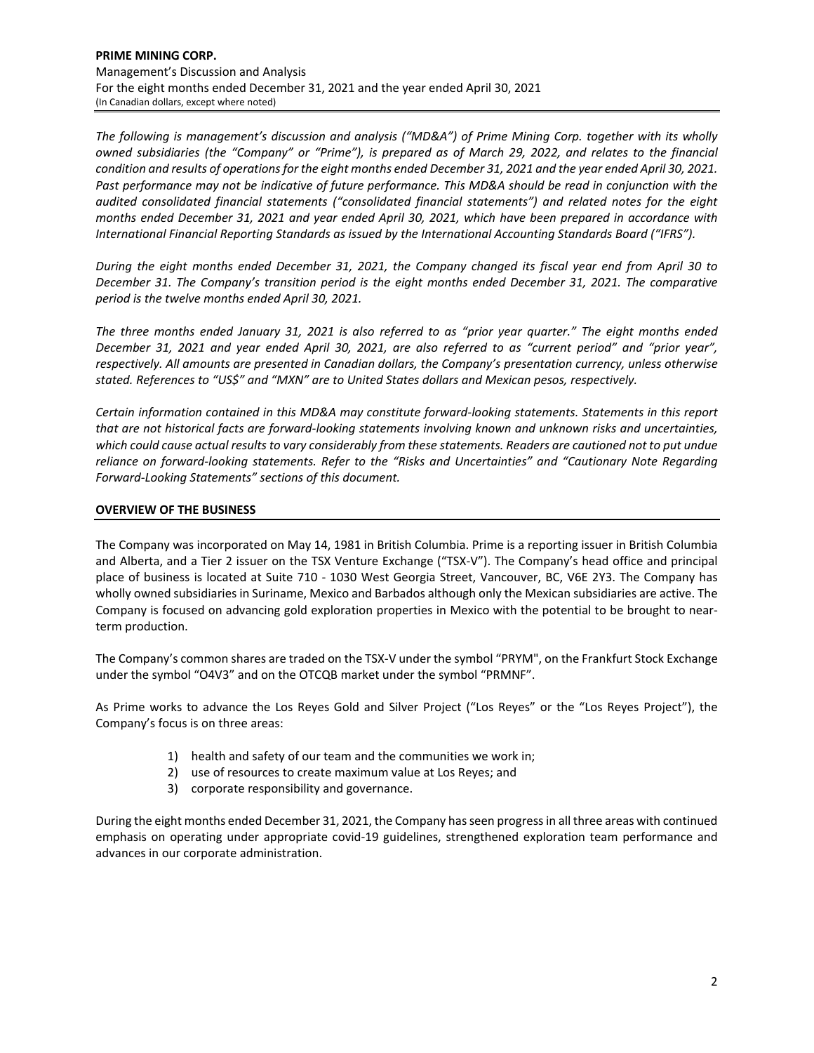*The following is management's discussion and analysis ("MD&A") of Prime Mining Corp. together with its wholly owned subsidiaries (the "Company" or "Prime"), is prepared as of March 29, 2022, and relates to the financial condition and results of operations for the eight months ended December 31, 2021 and the year ended April 30, 2021. Past performance may not be indicative of future performance. This MD&A should be read in conjunction with the audited consolidated financial statements ("consolidated financial statements") and related notes for the eight months ended December 31, 2021 and year ended April 30, 2021, which have been prepared in accordance with International Financial Reporting Standards as issued by the International Accounting Standards Board ("IFRS").*

*During the eight months ended December 31, 2021, the Company changed its fiscal year end from April 30 to December 31. The Company's transition period is the eight months ended December 31, 2021. The comparative period is the twelve months ended April 30, 2021.*

*The three months ended January 31, 2021 is also referred to as "prior year quarter." The eight months ended December 31, 2021 and year ended April 30, 2021, are also referred to as "current period" and "prior year", respectively. All amounts are presented in Canadian dollars, the Company's presentation currency, unless otherwise stated. References to "US$" and "MXN" are to United States dollars and Mexican pesos, respectively.*

*Certain information contained in this MD&A may constitute forward-looking statements. Statements in this report that are not historical facts are forward-looking statements involving known and unknown risks and uncertainties, which could cause actual results to vary considerably from these statements. Readers are cautioned not to put undue reliance on forward-looking statements. Refer to the "Risks and Uncertainties" and "Cautionary Note Regarding Forward-Looking Statements" sections of this document.*

## OVERVIEW OF THE BUSINESS

The Company was incorporated on May 14, 1981 in British Columbia. Prime is a reporting issuer in British Columbia and Alberta, and a Tier 2 issuer on the TSX Venture Exchange ("TSX-V"). The Company's head office and principal place of business is located at Suite 710 - 1030 West Georgia Street, Vancouver, BC, V6E 2Y3. The Company has wholly owned subsidiaries in Suriname, Mexico and Barbados although only the Mexican subsidiaries are active. The Company is focused on advancing gold exploration properties in Mexico with the potential to be brought to near-term production.

The Company's common shares are traded on the TSX-V under the symbol "PRYM", on the Frankfurt Stock Exchange under the symbol "O4V3" and on the OTCQB market under the symbol "PRMNF".

As Prime works to advance the Los Reyes Gold and Silver Project ("Los Reyes" or the "Los Reyes Project"), the Company's focus is on three areas:

1) health and safety of our team and the communities we work in;
2) use of resources to create maximum value at Los Reyes; and
3) corporate responsibility and governance.

During the eight months ended December 31, 2021, the Company has seen progress in all three areas with continued emphasis on operating under appropriate covid-19 guidelines, strengthened exploration team performance and advances in our corporate administration.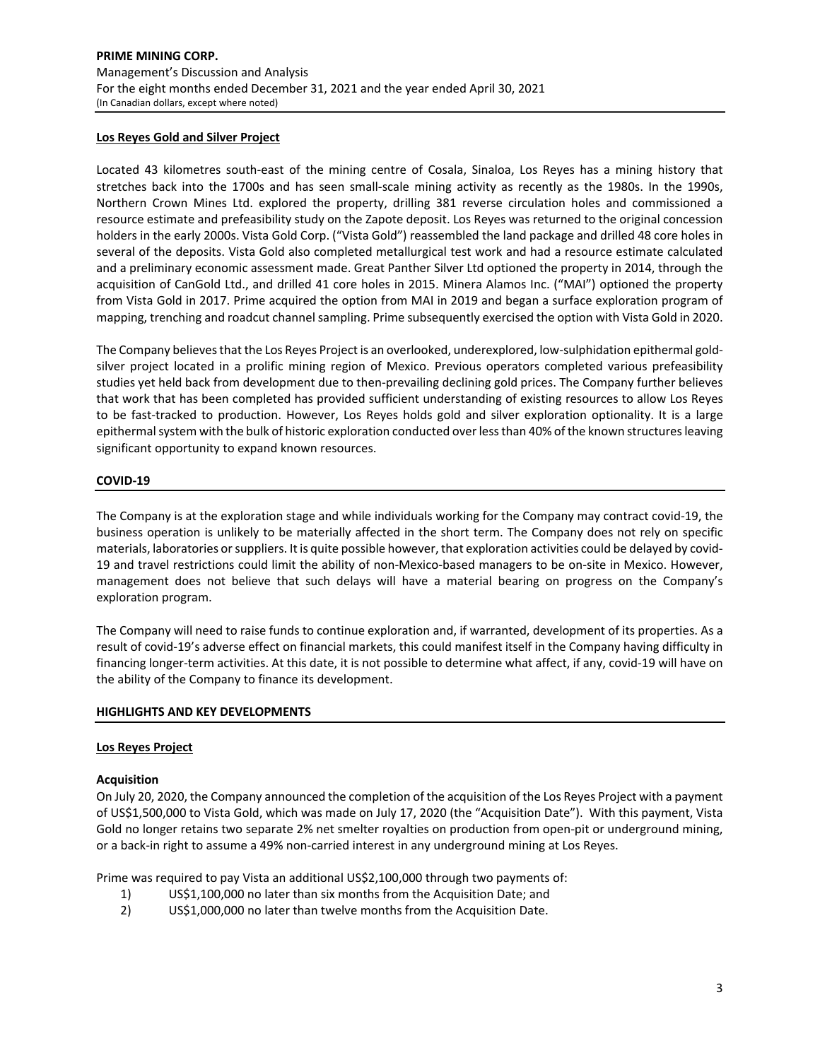## Los Reyes Gold and Silver Project

Located 43 kilometres south-east of the mining centre of Cosala, Sinaloa, Los Reyes has a mining history that stretches back into the 1700s and has seen small-scale mining activity as recently as the 1980s. In the 1990s, Northern Crown Mines Ltd. explored the property, drilling 381 reverse circulation holes and commissioned a resource estimate and prefeasibility study on the Zapote deposit. Los Reyes was returned to the original concession holders in the early 2000s. Vista Gold Corp. ("Vista Gold") reassembled the land package and drilled 48 core holes in several of the deposits. Vista Gold also completed metallurgical test work and had a resource estimate calculated and a preliminary economic assessment made. Great Panther Silver Ltd optioned the property in 2014, through the acquisition of CanGold Ltd., and drilled 41 core holes in 2015. Minera Alamos Inc. ("MAI") optioned the property from Vista Gold in 2017. Prime acquired the option from MAI in 2019 and began a surface exploration program of mapping, trenching and roadcut channel sampling. Prime subsequently exercised the option with Vista Gold in 2020.

The Company believes that the Los Reyes Project is an overlooked, underexplored, low-sulphidation epithermal gold-silver project located in a prolific mining region of Mexico. Previous operators completed various prefeasibility studies yet held back from development due to then-prevailing declining gold prices. The Company further believes that work that has been completed has provided sufficient understanding of existing resources to allow Los Reyes to be fast-tracked to production. However, Los Reyes holds gold and silver exploration optionality. It is a large epithermal system with the bulk of historic exploration conducted over less than 40% of the known structures leaving significant opportunity to expand known resources.

## COVID-19

The Company is at the exploration stage and while individuals working for the Company may contract covid-19, the business operation is unlikely to be materially affected in the short term. The Company does not rely on specific materials, laboratories or suppliers. It is quite possible however, that exploration activities could be delayed by covid-19 and travel restrictions could limit the ability of non-Mexico-based managers to be on-site in Mexico. However, management does not believe that such delays will have a material bearing on progress on the Company's exploration program.

The Company will need to raise funds to continue exploration and, if warranted, development of its properties. As a result of covid-19's adverse effect on financial markets, this could manifest itself in the Company having difficulty in financing longer-term activities. At this date, it is not possible to determine what affect, if any, covid-19 will have on the ability of the Company to finance its development.

## HIGHLIGHTS AND KEY DEVELOPMENTS

### Los Reyes Project

**Acquisition**

On July 20, 2020, the Company announced the completion of the acquisition of the Los Reyes Project with a payment of US$1,500,000 to Vista Gold, which was made on July 17, 2020 (the "Acquisition Date"). With this payment, Vista Gold no longer retains two separate 2% net smelter royalties on production from open-pit or underground mining, or a back-in right to assume a 49% non-carried interest in any underground mining at Los Reyes.

Prime was required to pay Vista an additional US$2,100,000 through two payments of:

1) US$1,100,000 no later than six months from the Acquisition Date; and
2) US$1,000,000 no later than twelve months from the Acquisition Date.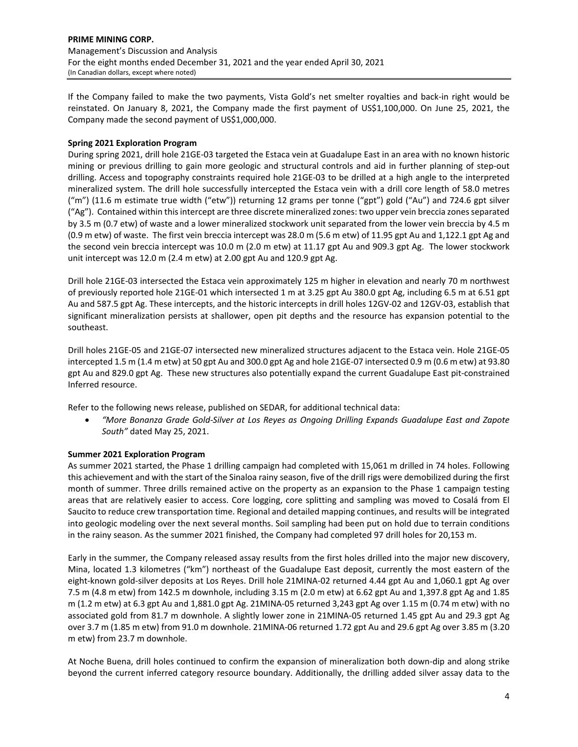If the Company failed to make the two payments, Vista Gold's net smelter royalties and back-in right would be reinstated. On January 8, 2021, the Company made the first payment of US$1,100,000. On June 25, 2021, the Company made the second payment of US$1,000,000.

**Spring 2021 Exploration Program**

During spring 2021, drill hole 21GE-03 targeted the Estaca vein at Guadalupe East in an area with no known historic mining or previous drilling to gain more geologic and structural controls and aid in further planning of step-out drilling. Access and topography constraints required hole 21GE-03 to be drilled at a high angle to the interpreted mineralized system. The drill hole successfully intercepted the Estaca vein with a drill core length of 58.0 metres ("m") (11.6 m estimate true width ("etw")) returning 12 grams per tonne ("gpt") gold ("Au") and 724.6 gpt silver ("Ag"). Contained within this intercept are three discrete mineralized zones: two upper vein breccia zones separated by 3.5 m (0.7 etw) of waste and a lower mineralized stockwork unit separated from the lower vein breccia by 4.5 m (0.9 m etw) of waste. The first vein breccia intercept was 28.0 m (5.6 m etw) of 11.95 gpt Au and 1,122.1 gpt Ag and the second vein breccia intercept was 10.0 m (2.0 m etw) at 11.17 gpt Au and 909.3 gpt Ag. The lower stockwork unit intercept was 12.0 m (2.4 m etw) at 2.00 gpt Au and 120.9 gpt Ag.

Drill hole 21GE-03 intersected the Estaca vein approximately 125 m higher in elevation and nearly 70 m northwest of previously reported hole 21GE-01 which intersected 1 m at 3.25 gpt Au 380.0 gpt Ag, including 6.5 m at 6.51 gpt Au and 587.5 gpt Ag. These intercepts, and the historic intercepts in drill holes 12GV-02 and 12GV-03, establish that significant mineralization persists at shallower, open pit depths and the resource has expansion potential to the southeast.

Drill holes 21GE-05 and 21GE-07 intersected new mineralized structures adjacent to the Estaca vein. Hole 21GE-05 intercepted 1.5 m (1.4 m etw) at 50 gpt Au and 300.0 gpt Ag and hole 21GE-07 intersected 0.9 m (0.6 m etw) at 93.80 gpt Au and 829.0 gpt Ag. These new structures also potentially expand the current Guadalupe East pit-constrained Inferred resource.

Refer to the following news release, published on SEDAR, for additional technical data:

- *"More Bonanza Grade Gold-Silver at Los Reyes as Ongoing Drilling Expands Guadalupe East and Zapote South"* dated May 25, 2021.

**Summer 2021 Exploration Program**

As summer 2021 started, the Phase 1 drilling campaign had completed with 15,061 m drilled in 74 holes. Following this achievement and with the start of the Sinaloa rainy season, five of the drill rigs were demobilized during the first month of summer. Three drills remained active on the property as an expansion to the Phase 1 campaign testing areas that are relatively easier to access. Core logging, core splitting and sampling was moved to Cosalá from El Saucito to reduce crew transportation time. Regional and detailed mapping continues, and results will be integrated into geologic modeling over the next several months. Soil sampling had been put on hold due to terrain conditions in the rainy season. As the summer 2021 finished, the Company had completed 97 drill holes for 20,153 m.

Early in the summer, the Company released assay results from the first holes drilled into the major new discovery, Mina, located 1.3 kilometres ("km") northeast of the Guadalupe East deposit, currently the most eastern of the eight-known gold-silver deposits at Los Reyes. Drill hole 21MINA-02 returned 4.44 gpt Au and 1,060.1 gpt Ag over 7.5 m (4.8 m etw) from 142.5 m downhole, including 3.15 m (2.0 m etw) at 6.62 gpt Au and 1,397.8 gpt Ag and 1.85 m (1.2 m etw) at 6.3 gpt Au and 1,881.0 gpt Ag. 21MINA-05 returned 3,243 gpt Ag over 1.15 m (0.74 m etw) with no associated gold from 81.7 m downhole. A slightly lower zone in 21MINA-05 returned 1.45 gpt Au and 29.3 gpt Ag over 3.7 m (1.85 m etw) from 91.0 m downhole. 21MINA-06 returned 1.72 gpt Au and 29.6 gpt Ag over 3.85 m (3.20 m etw) from 23.7 m downhole.

At Noche Buena, drill holes continued to confirm the expansion of mineralization both down-dip and along strike beyond the current inferred category resource boundary. Additionally, the drilling added silver assay data to the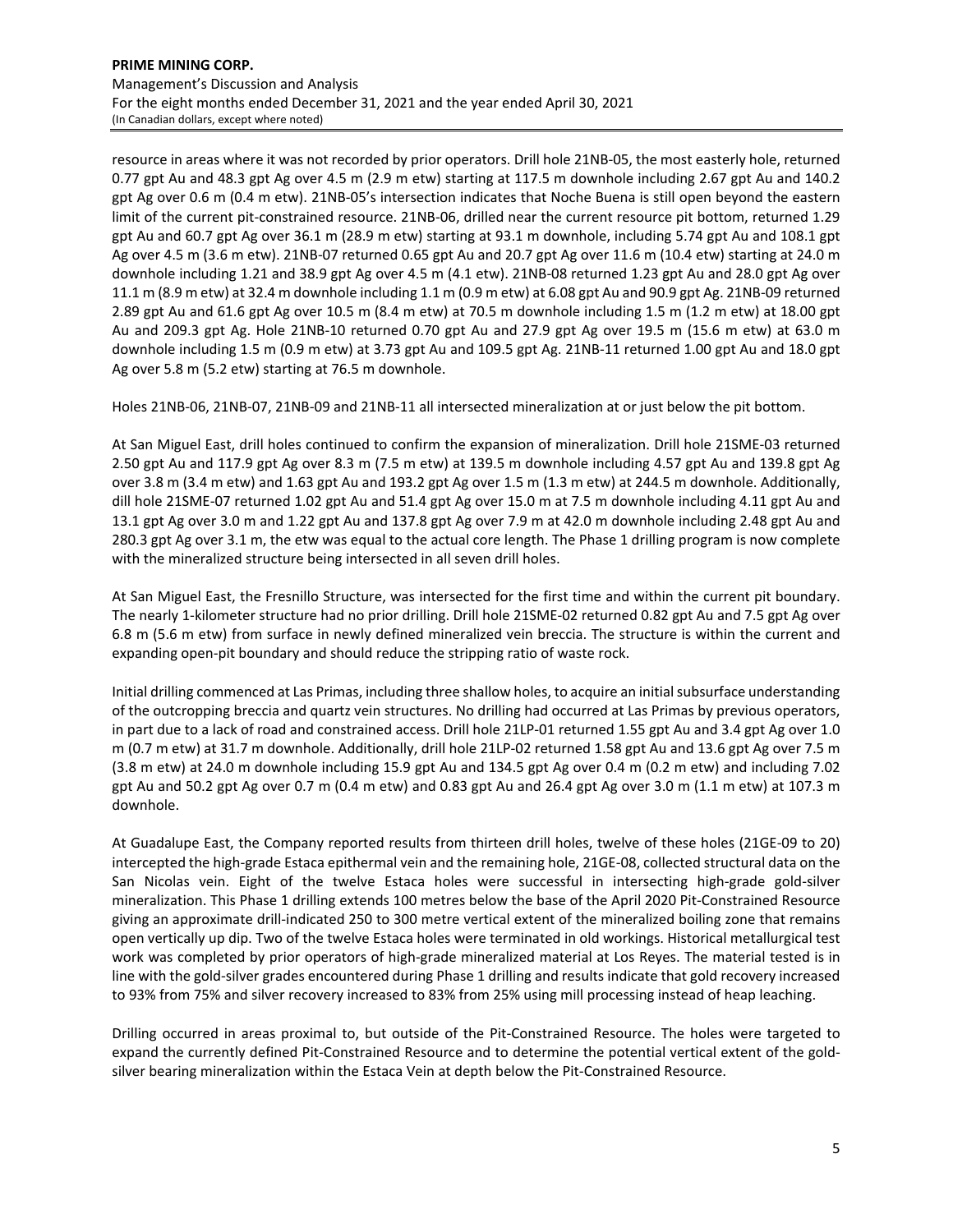resource in areas where it was not recorded by prior operators. Drill hole 21NB-05, the most easterly hole, returned 0.77 gpt Au and 48.3 gpt Ag over 4.5 m (2.9 m etw) starting at 117.5 m downhole including 2.67 gpt Au and 140.2 gpt Ag over 0.6 m (0.4 m etw). 21NB-05's intersection indicates that Noche Buena is still open beyond the eastern limit of the current pit-constrained resource. 21NB-06, drilled near the current resource pit bottom, returned 1.29 gpt Au and 60.7 gpt Ag over 36.1 m (28.9 m etw) starting at 93.1 m downhole, including 5.74 gpt Au and 108.1 gpt Ag over 4.5 m (3.6 m etw). 21NB-07 returned 0.65 gpt Au and 20.7 gpt Ag over 11.6 m (10.4 etw) starting at 24.0 m downhole including 1.21 and 38.9 gpt Ag over 4.5 m (4.1 etw). 21NB-08 returned 1.23 gpt Au and 28.0 gpt Ag over 11.1 m (8.9 m etw) at 32.4 m downhole including 1.1 m (0.9 m etw) at 6.08 gpt Au and 90.9 gpt Ag. 21NB-09 returned 2.89 gpt Au and 61.6 gpt Ag over 10.5 m (8.4 m etw) at 70.5 m downhole including 1.5 m (1.2 m etw) at 18.00 gpt Au and 209.3 gpt Ag. Hole 21NB-10 returned 0.70 gpt Au and 27.9 gpt Ag over 19.5 m (15.6 m etw) at 63.0 m downhole including 1.5 m (0.9 m etw) at 3.73 gpt Au and 109.5 gpt Ag. 21NB-11 returned 1.00 gpt Au and 18.0 gpt Ag over 5.8 m (5.2 etw) starting at 76.5 m downhole.

Holes 21NB-06, 21NB-07, 21NB-09 and 21NB-11 all intersected mineralization at or just below the pit bottom.

At San Miguel East, drill holes continued to confirm the expansion of mineralization. Drill hole 21SME-03 returned 2.50 gpt Au and 117.9 gpt Ag over 8.3 m (7.5 m etw) at 139.5 m downhole including 4.57 gpt Au and 139.8 gpt Ag over 3.8 m (3.4 m etw) and 1.63 gpt Au and 193.2 gpt Ag over 1.5 m (1.3 m etw) at 244.5 m downhole. Additionally, dill hole 21SME-07 returned 1.02 gpt Au and 51.4 gpt Ag over 15.0 m at 7.5 m downhole including 4.11 gpt Au and 13.1 gpt Ag over 3.0 m and 1.22 gpt Au and 137.8 gpt Ag over 7.9 m at 42.0 m downhole including 2.48 gpt Au and 280.3 gpt Ag over 3.1 m, the etw was equal to the actual core length. The Phase 1 drilling program is now complete with the mineralized structure being intersected in all seven drill holes.

At San Miguel East, the Fresnillo Structure, was intersected for the first time and within the current pit boundary. The nearly 1-kilometer structure had no prior drilling. Drill hole 21SME-02 returned 0.82 gpt Au and 7.5 gpt Ag over 6.8 m (5.6 m etw) from surface in newly defined mineralized vein breccia. The structure is within the current and expanding open-pit boundary and should reduce the stripping ratio of waste rock.

Initial drilling commenced at Las Primas, including three shallow holes, to acquire an initial subsurface understanding of the outcropping breccia and quartz vein structures. No drilling had occurred at Las Primas by previous operators, in part due to a lack of road and constrained access. Drill hole 21LP-01 returned 1.55 gpt Au and 3.4 gpt Ag over 1.0 m (0.7 m etw) at 31.7 m downhole. Additionally, drill hole 21LP-02 returned 1.58 gpt Au and 13.6 gpt Ag over 7.5 m (3.8 m etw) at 24.0 m downhole including 15.9 gpt Au and 134.5 gpt Ag over 0.4 m (0.2 m etw) and including 7.02 gpt Au and 50.2 gpt Ag over 0.7 m (0.4 m etw) and 0.83 gpt Au and 26.4 gpt Ag over 3.0 m (1.1 m etw) at 107.3 m downhole.

At Guadalupe East, the Company reported results from thirteen drill holes, twelve of these holes (21GE-09 to 20) intercepted the high-grade Estaca epithermal vein and the remaining hole, 21GE-08, collected structural data on the San Nicolas vein. Eight of the twelve Estaca holes were successful in intersecting high-grade gold-silver mineralization. This Phase 1 drilling extends 100 metres below the base of the April 2020 Pit-Constrained Resource giving an approximate drill-indicated 250 to 300 metre vertical extent of the mineralized boiling zone that remains open vertically up dip. Two of the twelve Estaca holes were terminated in old workings. Historical metallurgical test work was completed by prior operators of high-grade mineralized material at Los Reyes. The material tested is in line with the gold-silver grades encountered during Phase 1 drilling and results indicate that gold recovery increased to 93% from 75% and silver recovery increased to 83% from 25% using mill processing instead of heap leaching.

Drilling occurred in areas proximal to, but outside of the Pit-Constrained Resource. The holes were targeted to expand the currently defined Pit-Constrained Resource and to determine the potential vertical extent of the gold-silver bearing mineralization within the Estaca Vein at depth below the Pit-Constrained Resource.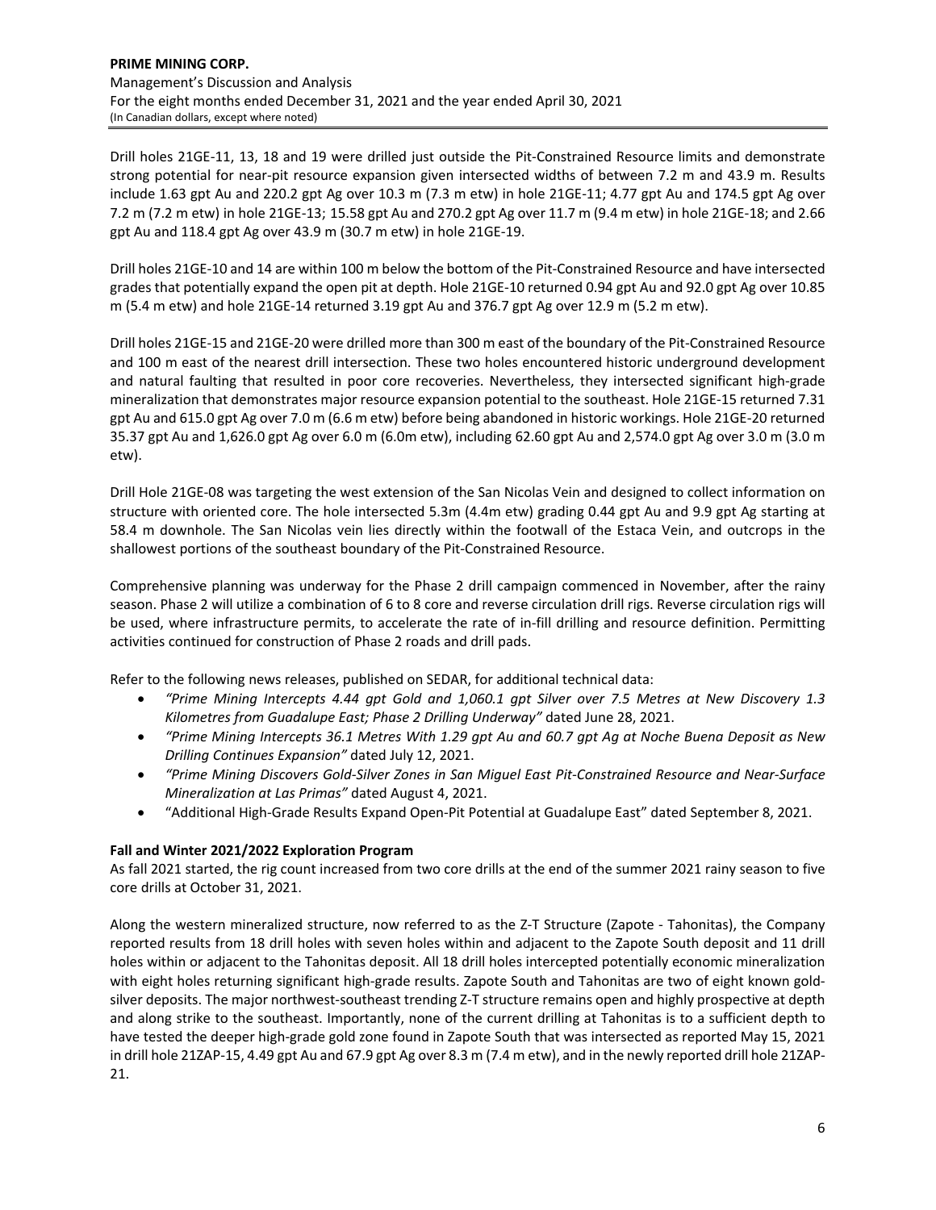Drill holes 21GE-11, 13, 18 and 19 were drilled just outside the Pit-Constrained Resource limits and demonstrate strong potential for near-pit resource expansion given intersected widths of between 7.2 m and 43.9 m. Results include 1.63 gpt Au and 220.2 gpt Ag over 10.3 m (7.3 m etw) in hole 21GE-11; 4.77 gpt Au and 174.5 gpt Ag over 7.2 m (7.2 m etw) in hole 21GE-13; 15.58 gpt Au and 270.2 gpt Ag over 11.7 m (9.4 m etw) in hole 21GE-18; and 2.66 gpt Au and 118.4 gpt Ag over 43.9 m (30.7 m etw) in hole 21GE-19.

Drill holes 21GE-10 and 14 are within 100 m below the bottom of the Pit-Constrained Resource and have intersected grades that potentially expand the open pit at depth. Hole 21GE-10 returned 0.94 gpt Au and 92.0 gpt Ag over 10.85 m (5.4 m etw) and hole 21GE-14 returned 3.19 gpt Au and 376.7 gpt Ag over 12.9 m (5.2 m etw).

Drill holes 21GE-15 and 21GE-20 were drilled more than 300 m east of the boundary of the Pit-Constrained Resource and 100 m east of the nearest drill intersection. These two holes encountered historic underground development and natural faulting that resulted in poor core recoveries. Nevertheless, they intersected significant high-grade mineralization that demonstrates major resource expansion potential to the southeast. Hole 21GE-15 returned 7.31 gpt Au and 615.0 gpt Ag over 7.0 m (6.6 m etw) before being abandoned in historic workings. Hole 21GE-20 returned 35.37 gpt Au and 1,626.0 gpt Ag over 6.0 m (6.0m etw), including 62.60 gpt Au and 2,574.0 gpt Ag over 3.0 m (3.0 m etw).

Drill Hole 21GE-08 was targeting the west extension of the San Nicolas Vein and designed to collect information on structure with oriented core. The hole intersected 5.3m (4.4m etw) grading 0.44 gpt Au and 9.9 gpt Ag starting at 58.4 m downhole. The San Nicolas vein lies directly within the footwall of the Estaca Vein, and outcrops in the shallowest portions of the southeast boundary of the Pit-Constrained Resource.

Comprehensive planning was underway for the Phase 2 drill campaign commenced in November, after the rainy season. Phase 2 will utilize a combination of 6 to 8 core and reverse circulation drill rigs. Reverse circulation rigs will be used, where infrastructure permits, to accelerate the rate of in-fill drilling and resource definition. Permitting activities continued for construction of Phase 2 roads and drill pads.

Refer to the following news releases, published on SEDAR, for additional technical data:

- *"Prime Mining Intercepts 4.44 gpt Gold and 1,060.1 gpt Silver over 7.5 Metres at New Discovery 1.3 Kilometres from Guadalupe East; Phase 2 Drilling Underway"* dated June 28, 2021.
- *"Prime Mining Intercepts 36.1 Metres With 1.29 gpt Au and 60.7 gpt Ag at Noche Buena Deposit as New Drilling Continues Expansion"* dated July 12, 2021.
- *"Prime Mining Discovers Gold-Silver Zones in San Miguel East Pit-Constrained Resource and Near-Surface Mineralization at Las Primas"* dated August 4, 2021.
- "Additional High-Grade Results Expand Open-Pit Potential at Guadalupe East" dated September 8, 2021.

**Fall and Winter 2021/2022 Exploration Program**

As fall 2021 started, the rig count increased from two core drills at the end of the summer 2021 rainy season to five core drills at October 31, 2021.

Along the western mineralized structure, now referred to as the Z-T Structure (Zapote - Tahonitas), the Company reported results from 18 drill holes with seven holes within and adjacent to the Zapote South deposit and 11 drill holes within or adjacent to the Tahonitas deposit. All 18 drill holes intercepted potentially economic mineralization with eight holes returning significant high-grade results. Zapote South and Tahonitas are two of eight known gold-silver deposits. The major northwest-southeast trending Z-T structure remains open and highly prospective at depth and along strike to the southeast. Importantly, none of the current drilling at Tahonitas is to a sufficient depth to have tested the deeper high-grade gold zone found in Zapote South that was intersected as reported May 15, 2021 in drill hole 21ZAP-15, 4.49 gpt Au and 67.9 gpt Ag over 8.3 m (7.4 m etw), and in the newly reported drill hole 21ZAP-21.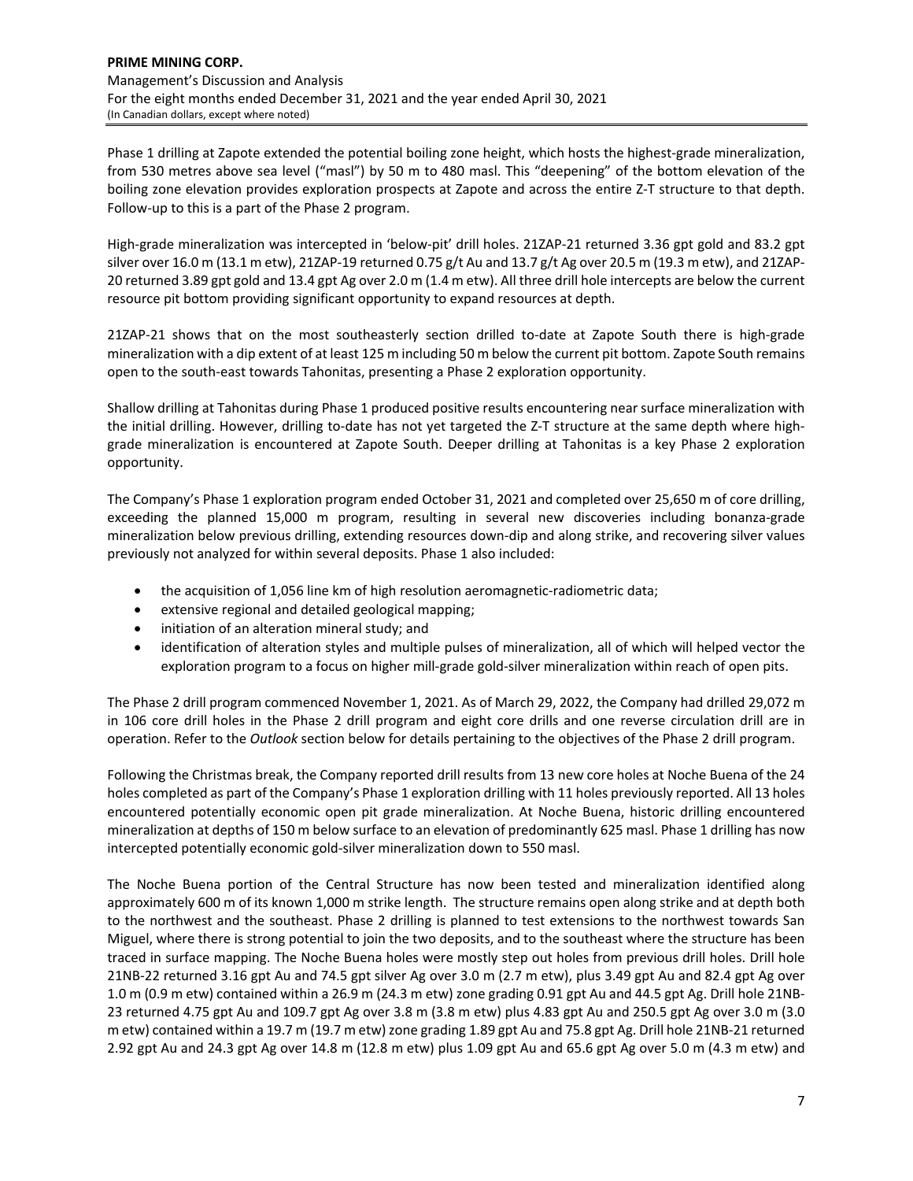Phase 1 drilling at Zapote extended the potential boiling zone height, which hosts the highest-grade mineralization, from 530 metres above sea level ("masl") by 50 m to 480 masl. This "deepening" of the bottom elevation of the boiling zone elevation provides exploration prospects at Zapote and across the entire Z-T structure to that depth. Follow-up to this is a part of the Phase 2 program.

High-grade mineralization was intercepted in 'below-pit' drill holes. 21ZAP-21 returned 3.36 gpt gold and 83.2 gpt silver over 16.0 m (13.1 m etw), 21ZAP-19 returned 0.75 g/t Au and 13.7 g/t Ag over 20.5 m (19.3 m etw), and 21ZAP-20 returned 3.89 gpt gold and 13.4 gpt Ag over 2.0 m (1.4 m etw). All three drill hole intercepts are below the current resource pit bottom providing significant opportunity to expand resources at depth.

21ZAP-21 shows that on the most southeasterly section drilled to-date at Zapote South there is high-grade mineralization with a dip extent of at least 125 m including 50 m below the current pit bottom. Zapote South remains open to the south-east towards Tahonitas, presenting a Phase 2 exploration opportunity.

Shallow drilling at Tahonitas during Phase 1 produced positive results encountering near surface mineralization with the initial drilling. However, drilling to-date has not yet targeted the Z-T structure at the same depth where high-grade mineralization is encountered at Zapote South. Deeper drilling at Tahonitas is a key Phase 2 exploration opportunity.

The Company's Phase 1 exploration program ended October 31, 2021 and completed over 25,650 m of core drilling, exceeding the planned 15,000 m program, resulting in several new discoveries including bonanza-grade mineralization below previous drilling, extending resources down-dip and along strike, and recovering silver values previously not analyzed for within several deposits. Phase 1 also included:

- the acquisition of 1,056 line km of high resolution aeromagnetic-radiometric data;
- extensive regional and detailed geological mapping;
- initiation of an alteration mineral study; and
- identification of alteration styles and multiple pulses of mineralization, all of which will helped vector the exploration program to a focus on higher mill-grade gold-silver mineralization within reach of open pits.

The Phase 2 drill program commenced November 1, 2021. As of March 29, 2022, the Company had drilled 29,072 m in 106 core drill holes in the Phase 2 drill program and eight core drills and one reverse circulation drill are in operation. Refer to the *Outlook* section below for details pertaining to the objectives of the Phase 2 drill program.

Following the Christmas break, the Company reported drill results from 13 new core holes at Noche Buena of the 24 holes completed as part of the Company's Phase 1 exploration drilling with 11 holes previously reported. All 13 holes encountered potentially economic open pit grade mineralization. At Noche Buena, historic drilling encountered mineralization at depths of 150 m below surface to an elevation of predominantly 625 masl. Phase 1 drilling has now intercepted potentially economic gold-silver mineralization down to 550 masl.

The Noche Buena portion of the Central Structure has now been tested and mineralization identified along approximately 600 m of its known 1,000 m strike length. The structure remains open along strike and at depth both to the northwest and the southeast. Phase 2 drilling is planned to test extensions to the northwest towards San Miguel, where there is strong potential to join the two deposits, and to the southeast where the structure has been traced in surface mapping. The Noche Buena holes were mostly step out holes from previous drill holes. Drill hole 21NB-22 returned 3.16 gpt Au and 74.5 gpt silver Ag over 3.0 m (2.7 m etw), plus 3.49 gpt Au and 82.4 gpt Ag over 1.0 m (0.9 m etw) contained within a 26.9 m (24.3 m etw) zone grading 0.91 gpt Au and 44.5 gpt Ag. Drill hole 21NB-23 returned 4.75 gpt Au and 109.7 gpt Ag over 3.8 m (3.8 m etw) plus 4.83 gpt Au and 250.5 gpt Ag over 3.0 m (3.0 m etw) contained within a 19.7 m (19.7 m etw) zone grading 1.89 gpt Au and 75.8 gpt Ag. Drill hole 21NB-21 returned 2.92 gpt Au and 24.3 gpt Ag over 14.8 m (12.8 m etw) plus 1.09 gpt Au and 65.6 gpt Ag over 5.0 m (4.3 m etw) and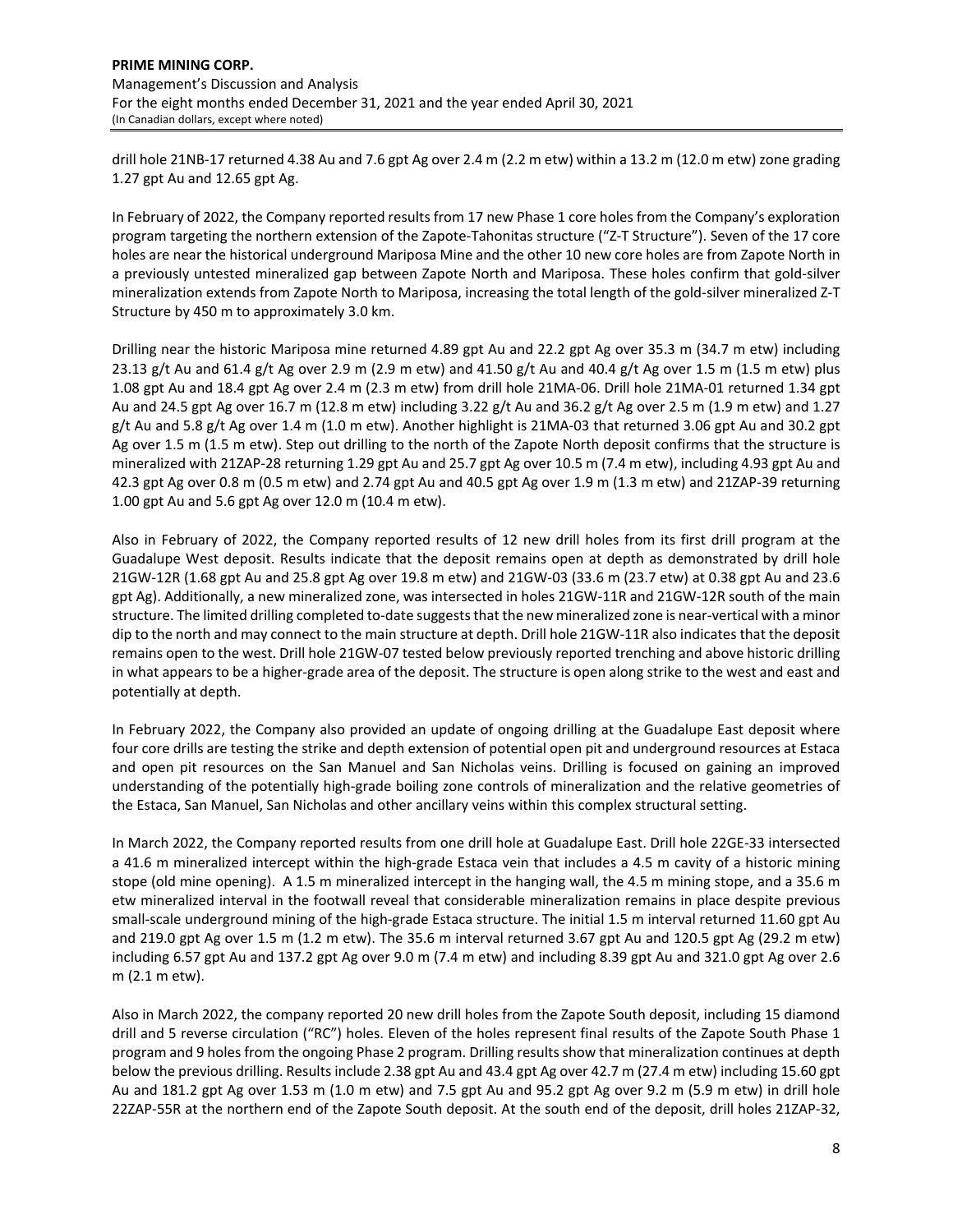drill hole 21NB-17 returned 4.38 Au and 7.6 gpt Ag over 2.4 m (2.2 m etw) within a 13.2 m (12.0 m etw) zone grading 1.27 gpt Au and 12.65 gpt Ag.

In February of 2022, the Company reported results from 17 new Phase 1 core holes from the Company's exploration program targeting the northern extension of the Zapote-Tahonitas structure ("Z-T Structure"). Seven of the 17 core holes are near the historical underground Mariposa Mine and the other 10 new core holes are from Zapote North in a previously untested mineralized gap between Zapote North and Mariposa. These holes confirm that gold-silver mineralization extends from Zapote North to Mariposa, increasing the total length of the gold-silver mineralized Z-T Structure by 450 m to approximately 3.0 km.

Drilling near the historic Mariposa mine returned 4.89 gpt Au and 22.2 gpt Ag over 35.3 m (34.7 m etw) including 23.13 g/t Au and 61.4 g/t Ag over 2.9 m (2.9 m etw) and 41.50 g/t Au and 40.4 g/t Ag over 1.5 m (1.5 m etw) plus 1.08 gpt Au and 18.4 gpt Ag over 2.4 m (2.3 m etw) from drill hole 21MA-06. Drill hole 21MA-01 returned 1.34 gpt Au and 24.5 gpt Ag over 16.7 m (12.8 m etw) including 3.22 g/t Au and 36.2 g/t Ag over 2.5 m (1.9 m etw) and 1.27 g/t Au and 5.8 g/t Ag over 1.4 m (1.0 m etw). Another highlight is 21MA-03 that returned 3.06 gpt Au and 30.2 gpt Ag over 1.5 m (1.5 m etw). Step out drilling to the north of the Zapote North deposit confirms that the structure is mineralized with 21ZAP-28 returning 1.29 gpt Au and 25.7 gpt Ag over 10.5 m (7.4 m etw), including 4.93 gpt Au and 42.3 gpt Ag over 0.8 m (0.5 m etw) and 2.74 gpt Au and 40.5 gpt Ag over 1.9 m (1.3 m etw) and 21ZAP-39 returning 1.00 gpt Au and 5.6 gpt Ag over 12.0 m (10.4 m etw).

Also in February of 2022, the Company reported results of 12 new drill holes from its first drill program at the Guadalupe West deposit. Results indicate that the deposit remains open at depth as demonstrated by drill hole 21GW-12R (1.68 gpt Au and 25.8 gpt Ag over 19.8 m etw) and 21GW-03 (33.6 m (23.7 etw) at 0.38 gpt Au and 23.6 gpt Ag). Additionally, a new mineralized zone, was intersected in holes 21GW-11R and 21GW-12R south of the main structure. The limited drilling completed to-date suggests that the new mineralized zone is near-vertical with a minor dip to the north and may connect to the main structure at depth. Drill hole 21GW-11R also indicates that the deposit remains open to the west. Drill hole 21GW-07 tested below previously reported trenching and above historic drilling in what appears to be a higher-grade area of the deposit. The structure is open along strike to the west and east and potentially at depth.

In February 2022, the Company also provided an update of ongoing drilling at the Guadalupe East deposit where four core drills are testing the strike and depth extension of potential open pit and underground resources at Estaca and open pit resources on the San Manuel and San Nicholas veins. Drilling is focused on gaining an improved understanding of the potentially high-grade boiling zone controls of mineralization and the relative geometries of the Estaca, San Manuel, San Nicholas and other ancillary veins within this complex structural setting.

In March 2022, the Company reported results from one drill hole at Guadalupe East. Drill hole 22GE-33 intersected a 41.6 m mineralized intercept within the high-grade Estaca vein that includes a 4.5 m cavity of a historic mining stope (old mine opening). A 1.5 m mineralized intercept in the hanging wall, the 4.5 m mining stope, and a 35.6 m etw mineralized interval in the footwall reveal that considerable mineralization remains in place despite previous small-scale underground mining of the high-grade Estaca structure. The initial 1.5 m interval returned 11.60 gpt Au and 219.0 gpt Ag over 1.5 m (1.2 m etw). The 35.6 m interval returned 3.67 gpt Au and 120.5 gpt Ag (29.2 m etw) including 6.57 gpt Au and 137.2 gpt Ag over 9.0 m (7.4 m etw) and including 8.39 gpt Au and 321.0 gpt Ag over 2.6 m (2.1 m etw).

Also in March 2022, the company reported 20 new drill holes from the Zapote South deposit, including 15 diamond drill and 5 reverse circulation ("RC") holes. Eleven of the holes represent final results of the Zapote South Phase 1 program and 9 holes from the ongoing Phase 2 program. Drilling results show that mineralization continues at depth below the previous drilling. Results include 2.38 gpt Au and 43.4 gpt Ag over 42.7 m (27.4 m etw) including 15.60 gpt Au and 181.2 gpt Ag over 1.53 m (1.0 m etw) and 7.5 gpt Au and 95.2 gpt Ag over 9.2 m (5.9 m etw) in drill hole 22ZAP-55R at the northern end of the Zapote South deposit. At the south end of the deposit, drill holes 21ZAP-32,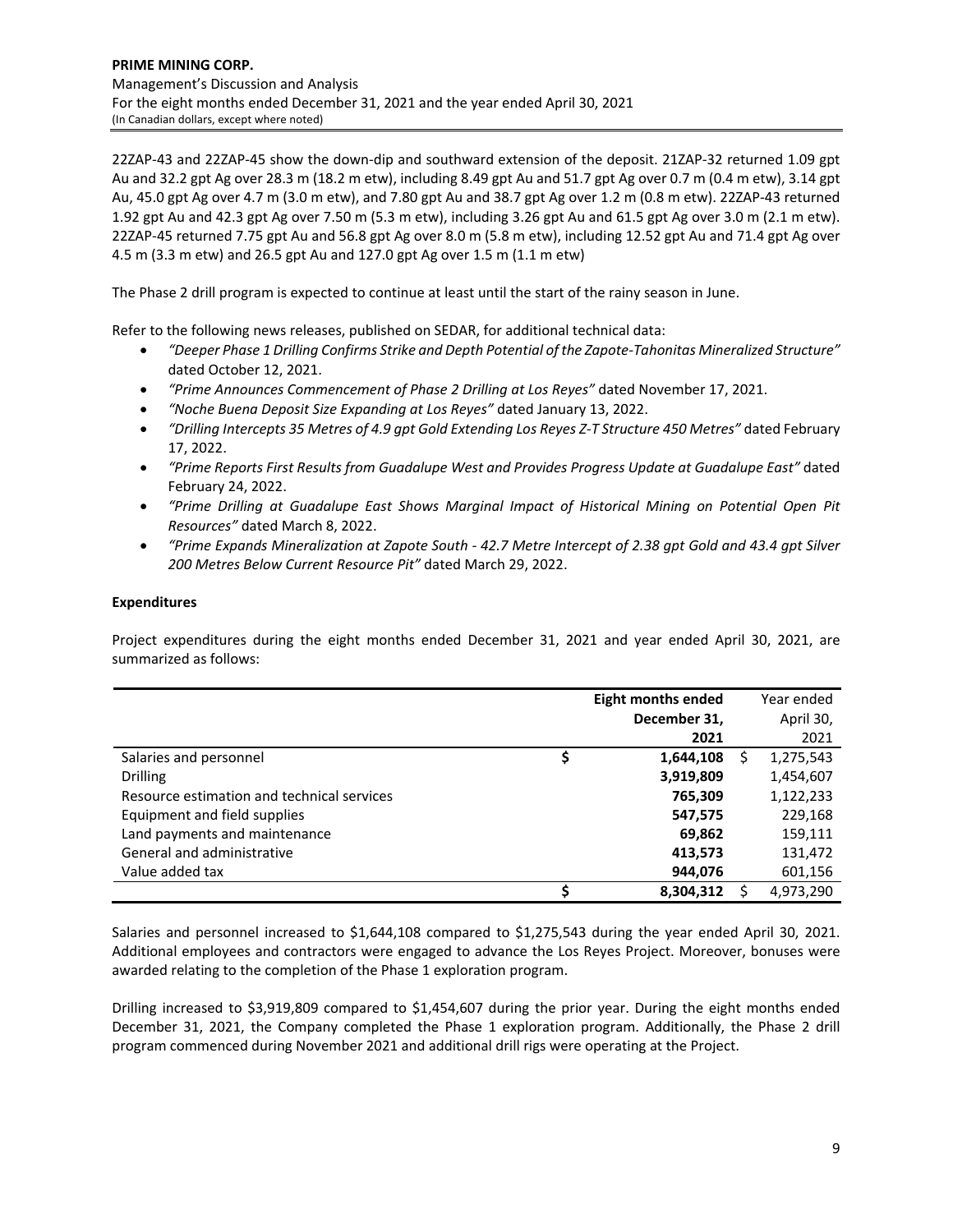22ZAP-43 and 22ZAP-45 show the down-dip and southward extension of the deposit. 21ZAP-32 returned 1.09 gpt Au and 32.2 gpt Ag over 28.3 m (18.2 m etw), including 8.49 gpt Au and 51.7 gpt Ag over 0.7 m (0.4 m etw), 3.14 gpt Au, 45.0 gpt Ag over 4.7 m (3.0 m etw), and 7.80 gpt Au and 38.7 gpt Ag over 1.2 m (0.8 m etw). 22ZAP-43 returned 1.92 gpt Au and 42.3 gpt Ag over 7.50 m (5.3 m etw), including 3.26 gpt Au and 61.5 gpt Ag over 3.0 m (2.1 m etw). 22ZAP-45 returned 7.75 gpt Au and 56.8 gpt Ag over 8.0 m (5.8 m etw), including 12.52 gpt Au and 71.4 gpt Ag over 4.5 m (3.3 m etw) and 26.5 gpt Au and 127.0 gpt Ag over 1.5 m (1.1 m etw)

The Phase 2 drill program is expected to continue at least until the start of the rainy season in June.

Refer to the following news releases, published on SEDAR, for additional technical data:

- *"Deeper Phase 1 Drilling Confirms Strike and Depth Potential of the Zapote-Tahonitas Mineralized Structure"* dated October 12, 2021.
- *"Prime Announces Commencement of Phase 2 Drilling at Los Reyes"* dated November 17, 2021.
- *"Noche Buena Deposit Size Expanding at Los Reyes"* dated January 13, 2022.
- *"Drilling Intercepts 35 Metres of 4.9 gpt Gold Extending Los Reyes Z-T Structure 450 Metres"* dated February 17, 2022.
- *"Prime Reports First Results from Guadalupe West and Provides Progress Update at Guadalupe East"* dated February 24, 2022.
- *"Prime Drilling at Guadalupe East Shows Marginal Impact of Historical Mining on Potential Open Pit Resources"* dated March 8, 2022.
- *"Prime Expands Mineralization at Zapote South - 42.7 Metre Intercept of 2.38 gpt Gold and 43.4 gpt Silver 200 Metres Below Current Resource Pit"* dated March 29, 2022.

**Expenditures**

Project expenditures during the eight months ended December 31, 2021 and year ended April 30, 2021, are summarized as follows:

| | **Eight months ended December 31, 2021** | Year ended April 30, 2021 |
|---|---|---|
| Salaries and personnel | **$ 1,644,108** | $ 1,275,543 |
| Drilling | **3,919,809** | 1,454,607 |
| Resource estimation and technical services | **765,309** | 1,122,233 |
| Equipment and field supplies | **547,575** | 229,168 |
| Land payments and maintenance | **69,862** | 159,111 |
| General and administrative | **413,573** | 131,472 |
| Value added tax | **944,076** | 601,156 |
| | **$ 8,304,312** | $ 4,973,290 |

Salaries and personnel increased to $1,644,108 compared to $1,275,543 during the year ended April 30, 2021. Additional employees and contractors were engaged to advance the Los Reyes Project. Moreover, bonuses were awarded relating to the completion of the Phase 1 exploration program.

Drilling increased to $3,919,809 compared to $1,454,607 during the prior year. During the eight months ended December 31, 2021, the Company completed the Phase 1 exploration program. Additionally, the Phase 2 drill program commenced during November 2021 and additional drill rigs were operating at the Project.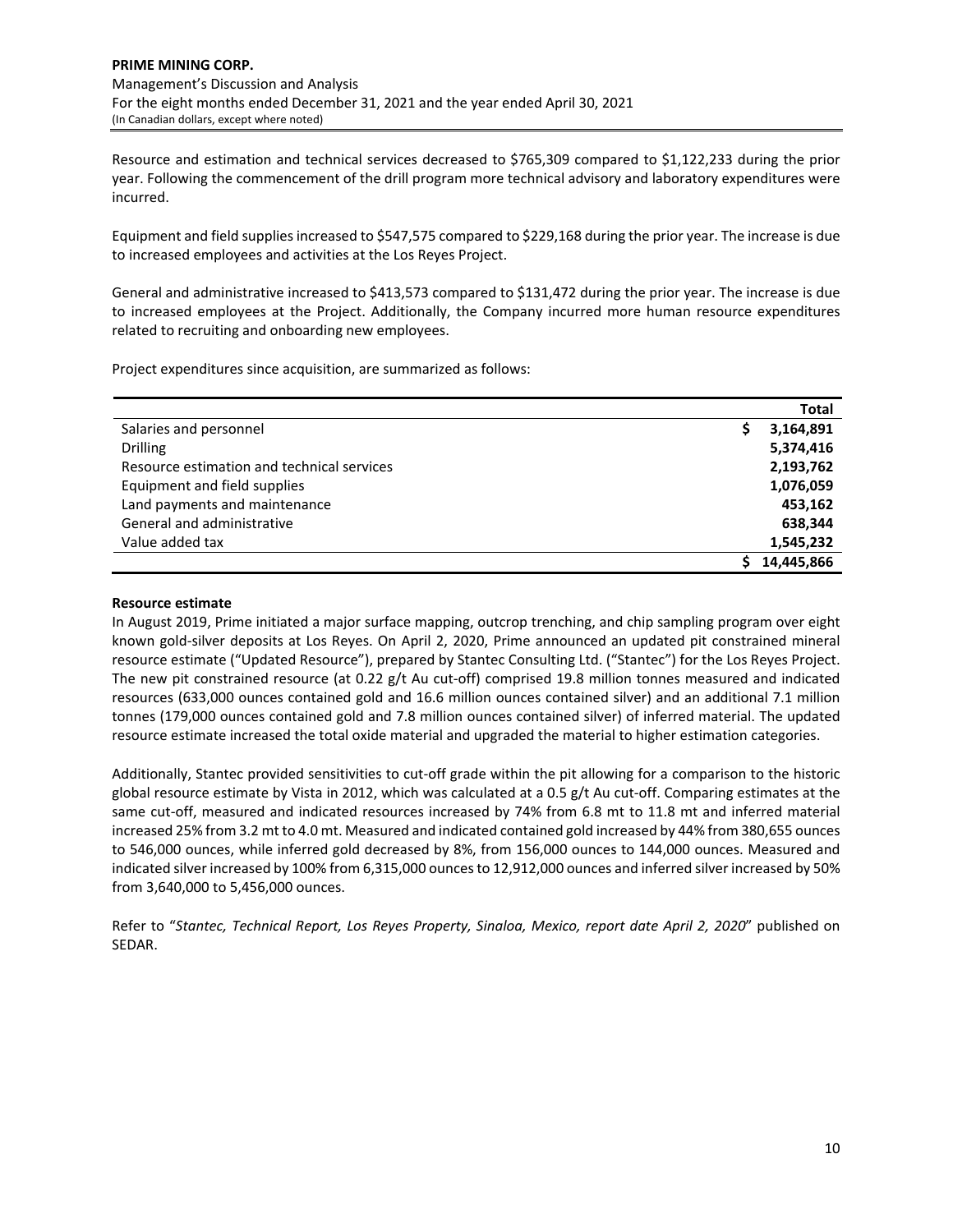Resource and estimation and technical services decreased to $765,309 compared to $1,122,233 during the prior year. Following the commencement of the drill program more technical advisory and laboratory expenditures were incurred.

Equipment and field supplies increased to $547,575 compared to $229,168 during the prior year. The increase is due to increased employees and activities at the Los Reyes Project.

General and administrative increased to $413,573 compared to $131,472 during the prior year. The increase is due to increased employees at the Project. Additionally, the Company incurred more human resource expenditures related to recruiting and onboarding new employees.

Project expenditures since acquisition, are summarized as follows:

| | **Total** |
|---|---|
| Salaries and personnel | **$ 3,164,891** |
| Drilling | **5,374,416** |
| Resource estimation and technical services | **2,193,762** |
| Equipment and field supplies | **1,076,059** |
| Land payments and maintenance | **453,162** |
| General and administrative | **638,344** |
| Value added tax | **1,545,232** |
| | **$ 14,445,866** |

**Resource estimate**

In August 2019, Prime initiated a major surface mapping, outcrop trenching, and chip sampling program over eight known gold-silver deposits at Los Reyes. On April 2, 2020, Prime announced an updated pit constrained mineral resource estimate ("Updated Resource"), prepared by Stantec Consulting Ltd. ("Stantec") for the Los Reyes Project. The new pit constrained resource (at 0.22 g/t Au cut-off) comprised 19.8 million tonnes measured and indicated resources (633,000 ounces contained gold and 16.6 million ounces contained silver) and an additional 7.1 million tonnes (179,000 ounces contained gold and 7.8 million ounces contained silver) of inferred material. The updated resource estimate increased the total oxide material and upgraded the material to higher estimation categories.

Additionally, Stantec provided sensitivities to cut-off grade within the pit allowing for a comparison to the historic global resource estimate by Vista in 2012, which was calculated at a 0.5 g/t Au cut-off. Comparing estimates at the same cut-off, measured and indicated resources increased by 74% from 6.8 mt to 11.8 mt and inferred material increased 25% from 3.2 mt to 4.0 mt. Measured and indicated contained gold increased by 44% from 380,655 ounces to 546,000 ounces, while inferred gold decreased by 8%, from 156,000 ounces to 144,000 ounces. Measured and indicated silver increased by 100% from 6,315,000 ounces to 12,912,000 ounces and inferred silver increased by 50% from 3,640,000 to 5,456,000 ounces.

Refer to "*Stantec, Technical Report, Los Reyes Property, Sinaloa, Mexico, report date April 2, 2020*" published on SEDAR.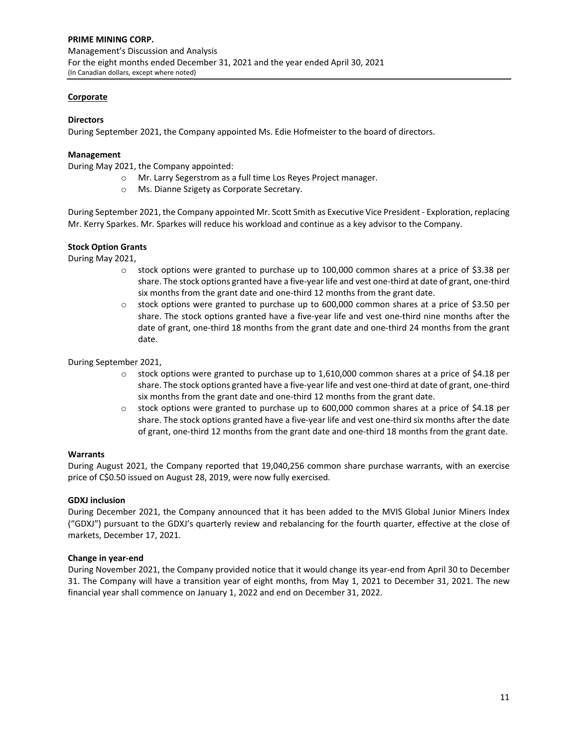## Corporate

### Directors

During September 2021, the Company appointed Ms. Edie Hofmeister to the board of directors.

### Management

During May 2021, the Company appointed:

- Mr. Larry Segerstrom as a full time Los Reyes Project manager.
- Ms. Dianne Szigety as Corporate Secretary.

During September 2021, the Company appointed Mr. Scott Smith as Executive Vice President - Exploration, replacing Mr. Kerry Sparkes. Mr. Sparkes will reduce his workload and continue as a key advisor to the Company.

### Stock Option Grants

During May 2021,

- stock options were granted to purchase up to 100,000 common shares at a price of $3.38 per share. The stock options granted have a five-year life and vest one-third at date of grant, one-third six months from the grant date and one-third 12 months from the grant date.
- stock options were granted to purchase up to 600,000 common shares at a price of $3.50 per share. The stock options granted have a five-year life and vest one-third nine months after the date of grant, one-third 18 months from the grant date and one-third 24 months from the grant date.

During September 2021,

- stock options were granted to purchase up to 1,610,000 common shares at a price of $4.18 per share. The stock options granted have a five-year life and vest one-third at date of grant, one-third six months from the grant date and one-third 12 months from the grant date.
- stock options were granted to purchase up to 600,000 common shares at a price of $4.18 per share. The stock options granted have a five-year life and vest one-third six months after the date of grant, one-third 12 months from the grant date and one-third 18 months from the grant date.

### Warrants

During August 2021, the Company reported that 19,040,256 common share purchase warrants, with an exercise price of C$0.50 issued on August 28, 2019, were now fully exercised.

### GDXJ inclusion

During December 2021, the Company announced that it has been added to the MVIS Global Junior Miners Index ("GDXJ") pursuant to the GDXJ's quarterly review and rebalancing for the fourth quarter, effective at the close of markets, December 17, 2021.

### Change in year-end

During November 2021, the Company provided notice that it would change its year-end from April 30 to December 31. The Company will have a transition year of eight months, from May 1, 2021 to December 31, 2021. The new financial year shall commence on January 1, 2022 and end on December 31, 2022.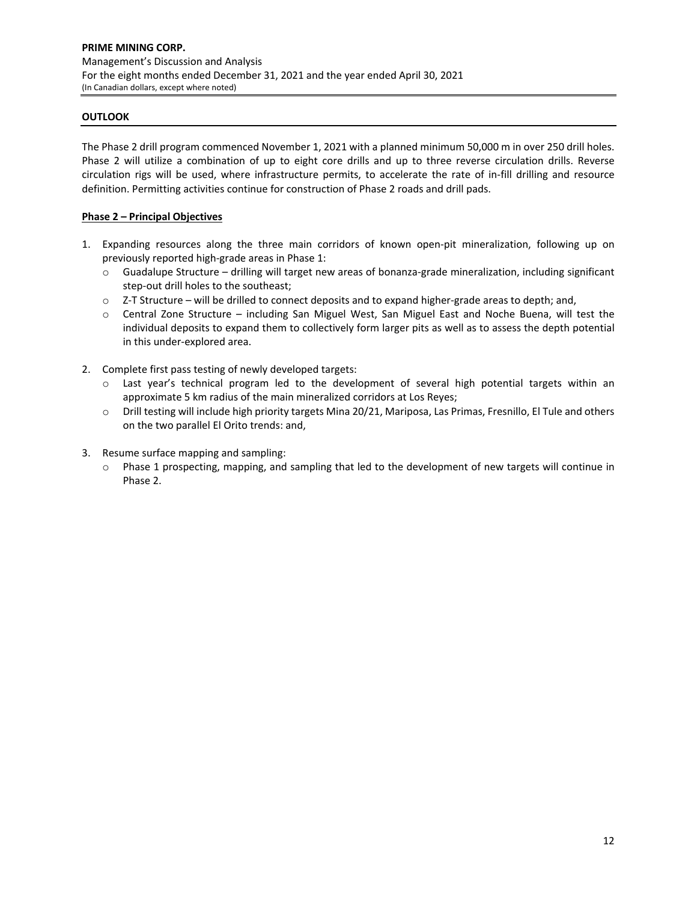## OUTLOOK

The Phase 2 drill program commenced November 1, 2021 with a planned minimum 50,000 m in over 250 drill holes. Phase 2 will utilize a combination of up to eight core drills and up to three reverse circulation drills. Reverse circulation rigs will be used, where infrastructure permits, to accelerate the rate of in-fill drilling and resource definition. Permitting activities continue for construction of Phase 2 roads and drill pads.

### Phase 2 – Principal Objectives

1. Expanding resources along the three main corridors of known open-pit mineralization, following up on previously reported high-grade areas in Phase 1:
   - Guadalupe Structure – drilling will target new areas of bonanza-grade mineralization, including significant step-out drill holes to the southeast;
   - Z-T Structure – will be drilled to connect deposits and to expand higher-grade areas to depth; and,
   - Central Zone Structure – including San Miguel West, San Miguel East and Noche Buena, will test the individual deposits to expand them to collectively form larger pits as well as to assess the depth potential in this under-explored area.

2. Complete first pass testing of newly developed targets:
   - Last year's technical program led to the development of several high potential targets within an approximate 5 km radius of the main mineralized corridors at Los Reyes;
   - Drill testing will include high priority targets Mina 20/21, Mariposa, Las Primas, Fresnillo, El Tule and others on the two parallel El Orito trends: and,

3. Resume surface mapping and sampling:
   - Phase 1 prospecting, mapping, and sampling that led to the development of new targets will continue in Phase 2.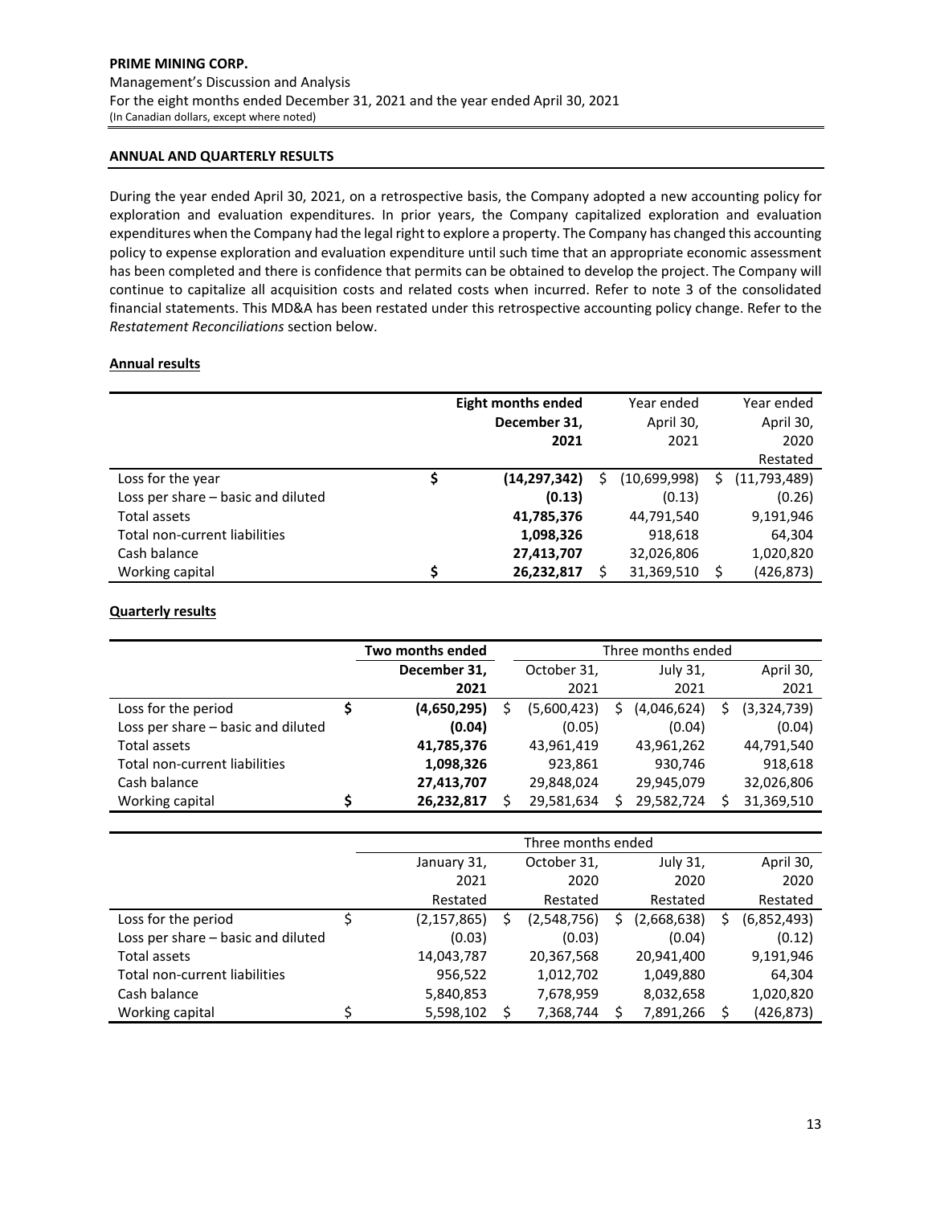## ANNUAL AND QUARTERLY RESULTS

During the year ended April 30, 2021, on a retrospective basis, the Company adopted a new accounting policy for exploration and evaluation expenditures. In prior years, the Company capitalized exploration and evaluation expenditures when the Company had the legal right to explore a property. The Company has changed this accounting policy to expense exploration and evaluation expenditure until such time that an appropriate economic assessment has been completed and there is confidence that permits can be obtained to develop the project. The Company will continue to capitalize all acquisition costs and related costs when incurred. Refer to note 3 of the consolidated financial statements. This MD&A has been restated under this retrospective accounting policy change. Refer to the *Restatement Reconciliations* section below.

### Annual results

| | **Eight months ended December 31, 2021** | Year ended April 30, 2021 | Year ended April 30, 2020 Restated |
|---|---|---|---|
| Loss for the year | $ **(14,297,342)** | $ (10,699,998) | $ (11,793,489) |
| Loss per share – basic and diluted | **(0.13)** | (0.13) | (0.26) |
| Total assets | **41,785,376** | 44,791,540 | 9,191,946 |
| Total non-current liabilities | **1,098,326** | 918,618 | 64,304 |
| Cash balance | **27,413,707** | 32,026,806 | 1,020,820 |
| Working capital | $ **26,232,817** | $ 31,369,510 | $ (426,873) |

### Quarterly results

| | **Two months ended** | Three months ended | | |
|---|---|---|---|---|
| | **December 31, 2021** | October 31, 2021 | July 31, 2021 | April 30, 2021 |
| Loss for the period | $ **(4,650,295)** | $ (5,600,423) | $ (4,046,624) | $ (3,324,739) |
| Loss per share – basic and diluted | **(0.04)** | (0.05) | (0.04) | (0.04) |
| Total assets | **41,785,376** | 43,961,419 | 43,961,262 | 44,791,540 |
| Total non-current liabilities | **1,098,326** | 923,861 | 930,746 | 918,618 |
| Cash balance | **27,413,707** | 29,848,024 | 29,945,079 | 32,026,806 |
| Working capital | $ **26,232,817** | $ 29,581,634 | $ 29,582,724 | $ 31,369,510 |

| | Three months ended | | | |
|---|---|---|---|---|
| | January 31, 2021 Restated | October 31, 2020 Restated | July 31, 2020 Restated | April 30, 2020 Restated |
| Loss for the period | $ (2,157,865) | $ (2,548,756) | $ (2,668,638) | $ (6,852,493) |
| Loss per share – basic and diluted | (0.03) | (0.03) | (0.04) | (0.12) |
| Total assets | 14,043,787 | 20,367,568 | 20,941,400 | 9,191,946 |
| Total non-current liabilities | 956,522 | 1,012,702 | 1,049,880 | 64,304 |
| Cash balance | 5,840,853 | 7,678,959 | 8,032,658 | 1,020,820 |
| Working capital | $ 5,598,102 | $ 7,368,744 | $ 7,891,266 | $ (426,873) |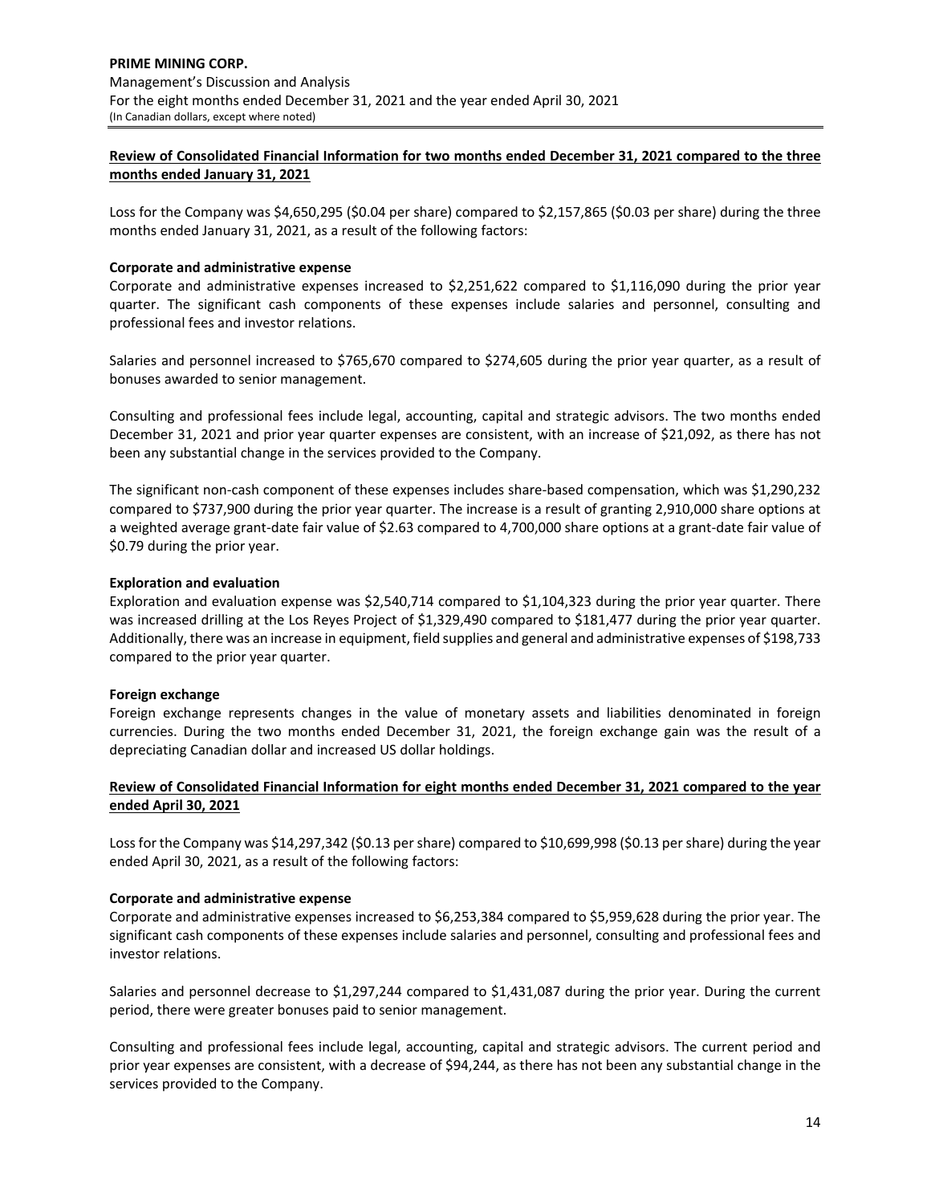## Review of Consolidated Financial Information for two months ended December 31, 2021 compared to the three months ended January 31, 2021

Loss for the Company was $4,650,295 ($0.04 per share) compared to $2,157,865 ($0.03 per share) during the three months ended January 31, 2021, as a result of the following factors:

**Corporate and administrative expense**
Corporate and administrative expenses increased to $2,251,622 compared to $1,116,090 during the prior year quarter. The significant cash components of these expenses include salaries and personnel, consulting and professional fees and investor relations.

Salaries and personnel increased to $765,670 compared to $274,605 during the prior year quarter, as a result of bonuses awarded to senior management.

Consulting and professional fees include legal, accounting, capital and strategic advisors. The two months ended December 31, 2021 and prior year quarter expenses are consistent, with an increase of $21,092, as there has not been any substantial change in the services provided to the Company.

The significant non-cash component of these expenses includes share-based compensation, which was $1,290,232 compared to $737,900 during the prior year quarter. The increase is a result of granting 2,910,000 share options at a weighted average grant-date fair value of $2.63 compared to 4,700,000 share options at a grant-date fair value of $0.79 during the prior year.

**Exploration and evaluation**
Exploration and evaluation expense was $2,540,714 compared to $1,104,323 during the prior year quarter. There was increased drilling at the Los Reyes Project of $1,329,490 compared to $181,477 during the prior year quarter. Additionally, there was an increase in equipment, field supplies and general and administrative expenses of $198,733 compared to the prior year quarter.

**Foreign exchange**
Foreign exchange represents changes in the value of monetary assets and liabilities denominated in foreign currencies. During the two months ended December 31, 2021, the foreign exchange gain was the result of a depreciating Canadian dollar and increased US dollar holdings.

## Review of Consolidated Financial Information for eight months ended December 31, 2021 compared to the year ended April 30, 2021

Loss for the Company was $14,297,342 ($0.13 per share) compared to $10,699,998 ($0.13 per share) during the year ended April 30, 2021, as a result of the following factors:

**Corporate and administrative expense**
Corporate and administrative expenses increased to $6,253,384 compared to $5,959,628 during the prior year. The significant cash components of these expenses include salaries and personnel, consulting and professional fees and investor relations.

Salaries and personnel decrease to $1,297,244 compared to $1,431,087 during the prior year. During the current period, there were greater bonuses paid to senior management.

Consulting and professional fees include legal, accounting, capital and strategic advisors. The current period and prior year expenses are consistent, with a decrease of $94,244, as there has not been any substantial change in the services provided to the Company.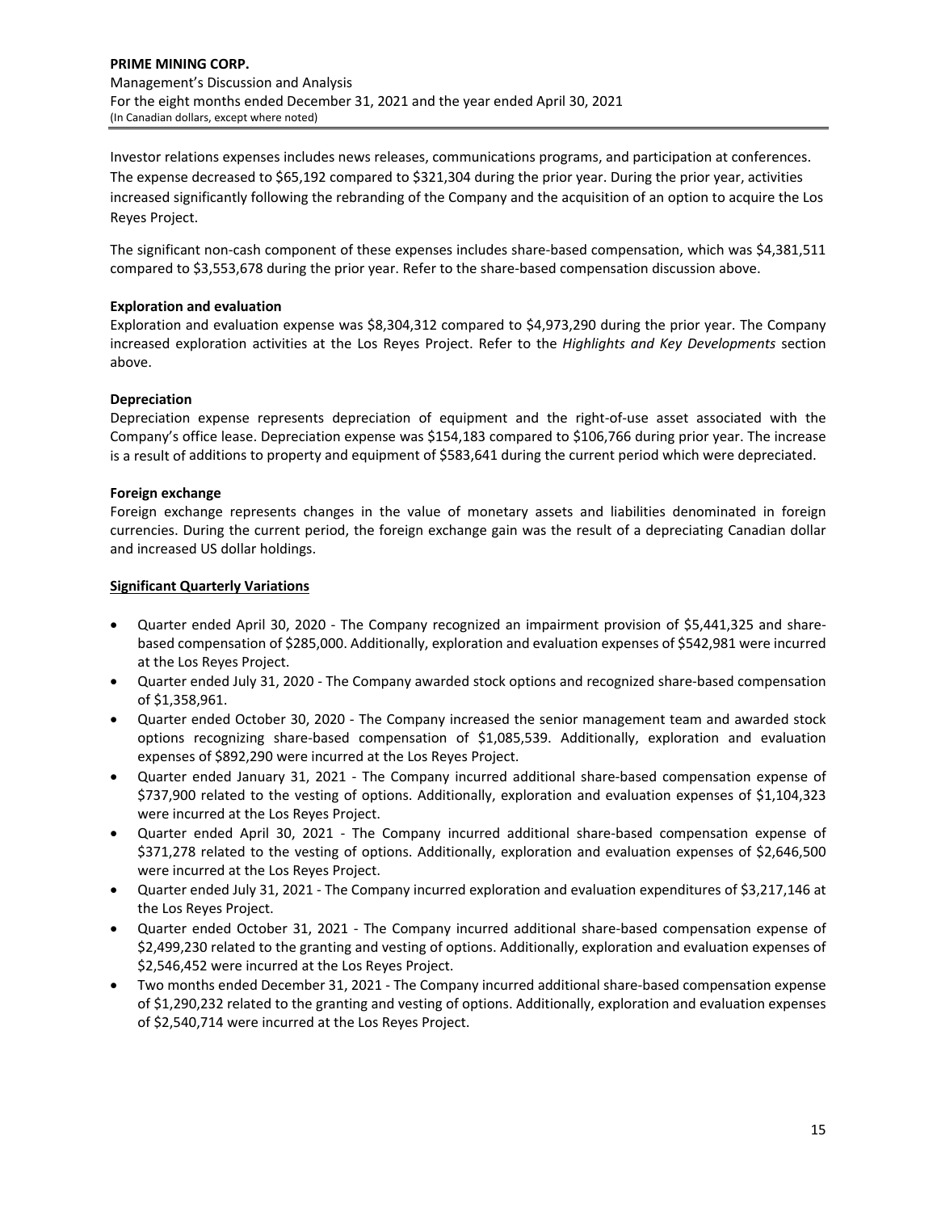Investor relations expenses includes news releases, communications programs, and participation at conferences. The expense decreased to $65,192 compared to $321,304 during the prior year. During the prior year, activities increased significantly following the rebranding of the Company and the acquisition of an option to acquire the Los Reyes Project.

The significant non-cash component of these expenses includes share-based compensation, which was $4,381,511 compared to $3,553,678 during the prior year. Refer to the share-based compensation discussion above.

**Exploration and evaluation**

Exploration and evaluation expense was $8,304,312 compared to $4,973,290 during the prior year. The Company increased exploration activities at the Los Reyes Project. Refer to the *Highlights and Key Developments* section above.

**Depreciation**

Depreciation expense represents depreciation of equipment and the right-of-use asset associated with the Company's office lease. Depreciation expense was $154,183 compared to $106,766 during prior year. The increase is a result of additions to property and equipment of $583,641 during the current period which were depreciated.

**Foreign exchange**

Foreign exchange represents changes in the value of monetary assets and liabilities denominated in foreign currencies. During the current period, the foreign exchange gain was the result of a depreciating Canadian dollar and increased US dollar holdings.

**Significant Quarterly Variations**

- Quarter ended April 30, 2020 - The Company recognized an impairment provision of $5,441,325 and share-based compensation of $285,000. Additionally, exploration and evaluation expenses of $542,981 were incurred at the Los Reyes Project.
- Quarter ended July 31, 2020 - The Company awarded stock options and recognized share-based compensation of $1,358,961.
- Quarter ended October 30, 2020 - The Company increased the senior management team and awarded stock options recognizing share-based compensation of $1,085,539. Additionally, exploration and evaluation expenses of $892,290 were incurred at the Los Reyes Project.
- Quarter ended January 31, 2021 - The Company incurred additional share-based compensation expense of $737,900 related to the vesting of options. Additionally, exploration and evaluation expenses of $1,104,323 were incurred at the Los Reyes Project.
- Quarter ended April 30, 2021 - The Company incurred additional share-based compensation expense of $371,278 related to the vesting of options. Additionally, exploration and evaluation expenses of $2,646,500 were incurred at the Los Reyes Project.
- Quarter ended July 31, 2021 - The Company incurred exploration and evaluation expenditures of $3,217,146 at the Los Reyes Project.
- Quarter ended October 31, 2021 - The Company incurred additional share-based compensation expense of $2,499,230 related to the granting and vesting of options. Additionally, exploration and evaluation expenses of $2,546,452 were incurred at the Los Reyes Project.
- Two months ended December 31, 2021 - The Company incurred additional share-based compensation expense of $1,290,232 related to the granting and vesting of options. Additionally, exploration and evaluation expenses of $2,540,714 were incurred at the Los Reyes Project.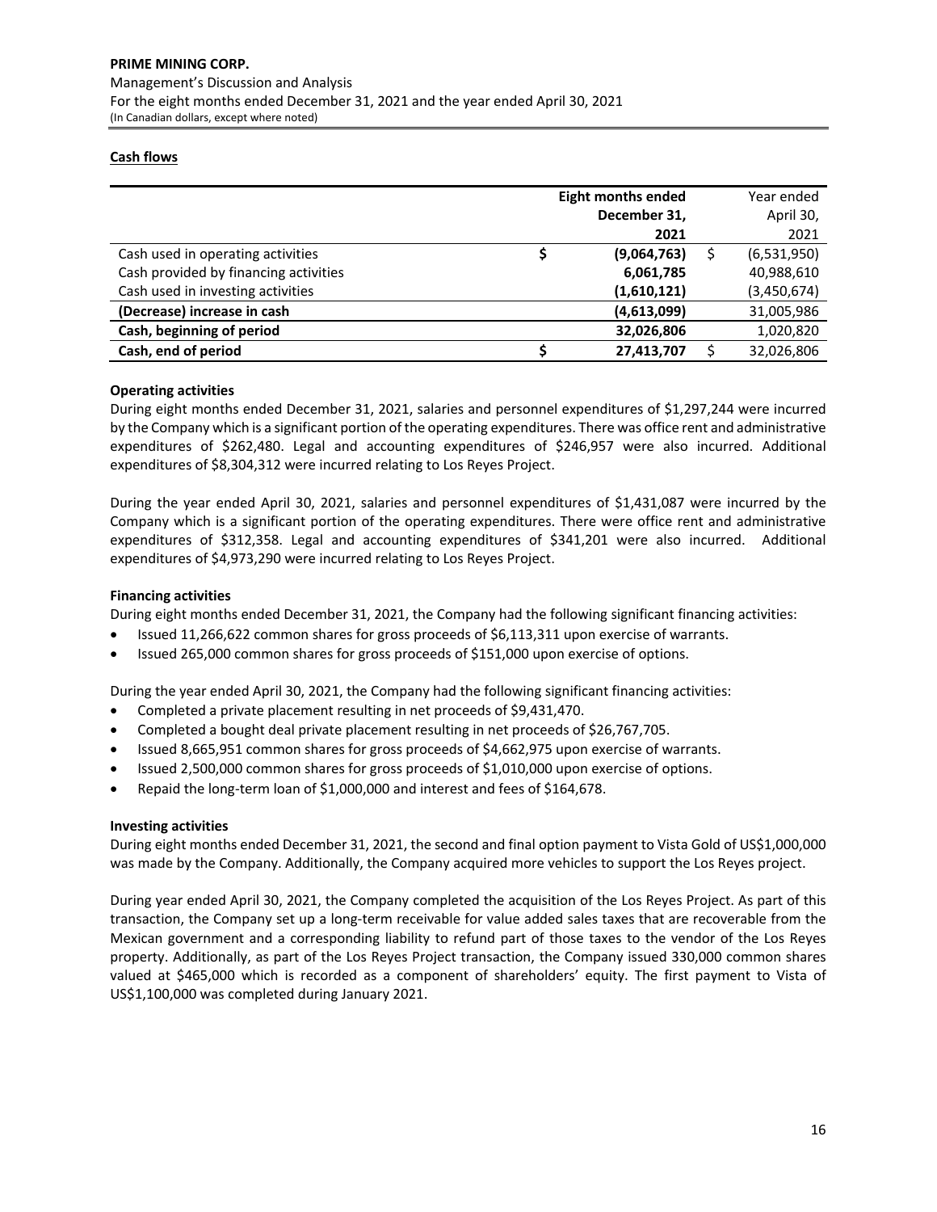## Cash flows

| | Eight months ended December 31, 2021 | Year ended April 30, 2021 |
|---|---|---|
| Cash used in operating activities | $ **(9,064,763)** | $ (6,531,950) |
| Cash provided by financing activities | **6,061,785** | 40,988,610 |
| Cash used in investing activities | **(1,610,121)** | (3,450,674) |
| **(Decrease) increase in cash** | **(4,613,099)** | 31,005,986 |
| **Cash, beginning of period** | **32,026,806** | 1,020,820 |
| **Cash, end of period** | $ **27,413,707** | $ 32,026,806 |

### Operating activities

During eight months ended December 31, 2021, salaries and personnel expenditures of $1,297,244 were incurred by the Company which is a significant portion of the operating expenditures. There was office rent and administrative expenditures of $262,480. Legal and accounting expenditures of $246,957 were also incurred. Additional expenditures of $8,304,312 were incurred relating to Los Reyes Project.

During the year ended April 30, 2021, salaries and personnel expenditures of $1,431,087 were incurred by the Company which is a significant portion of the operating expenditures. There were office rent and administrative expenditures of $312,358. Legal and accounting expenditures of $341,201 were also incurred. Additional expenditures of $4,973,290 were incurred relating to Los Reyes Project.

### Financing activities

During eight months ended December 31, 2021, the Company had the following significant financing activities:

- Issued 11,266,622 common shares for gross proceeds of $6,113,311 upon exercise of warrants.
- Issued 265,000 common shares for gross proceeds of $151,000 upon exercise of options.

During the year ended April 30, 2021, the Company had the following significant financing activities:

- Completed a private placement resulting in net proceeds of $9,431,470.
- Completed a bought deal private placement resulting in net proceeds of $26,767,705.
- Issued 8,665,951 common shares for gross proceeds of $4,662,975 upon exercise of warrants.
- Issued 2,500,000 common shares for gross proceeds of $1,010,000 upon exercise of options.
- Repaid the long-term loan of $1,000,000 and interest and fees of $164,678.

### Investing activities

During eight months ended December 31, 2021, the second and final option payment to Vista Gold of US$1,000,000 was made by the Company. Additionally, the Company acquired more vehicles to support the Los Reyes project.

During year ended April 30, 2021, the Company completed the acquisition of the Los Reyes Project. As part of this transaction, the Company set up a long-term receivable for value added sales taxes that are recoverable from the Mexican government and a corresponding liability to refund part of those taxes to the vendor of the Los Reyes property. Additionally, as part of the Los Reyes Project transaction, the Company issued 330,000 common shares valued at $465,000 which is recorded as a component of shareholders' equity. The first payment to Vista of US$1,100,000 was completed during January 2021.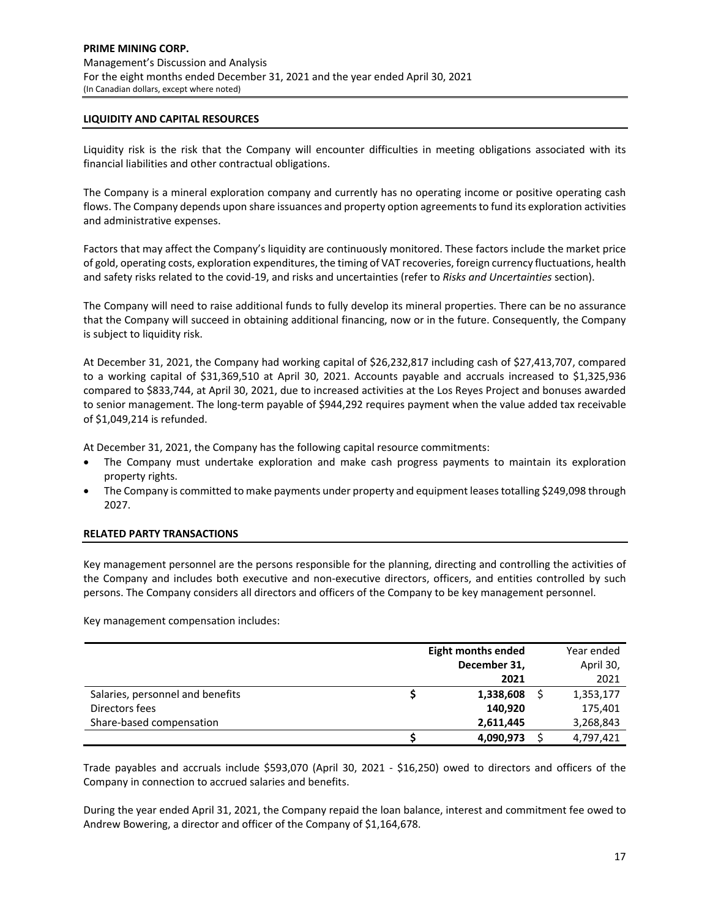## LIQUIDITY AND CAPITAL RESOURCES

Liquidity risk is the risk that the Company will encounter difficulties in meeting obligations associated with its financial liabilities and other contractual obligations.

The Company is a mineral exploration company and currently has no operating income or positive operating cash flows. The Company depends upon share issuances and property option agreements to fund its exploration activities and administrative expenses.

Factors that may affect the Company's liquidity are continuously monitored. These factors include the market price of gold, operating costs, exploration expenditures, the timing of VAT recoveries, foreign currency fluctuations, health and safety risks related to the covid-19, and risks and uncertainties (refer to *Risks and Uncertainties* section).

The Company will need to raise additional funds to fully develop its mineral properties. There can be no assurance that the Company will succeed in obtaining additional financing, now or in the future. Consequently, the Company is subject to liquidity risk.

At December 31, 2021, the Company had working capital of $26,232,817 including cash of $27,413,707, compared to a working capital of $31,369,510 at April 30, 2021. Accounts payable and accruals increased to $1,325,936 compared to $833,744, at April 30, 2021, due to increased activities at the Los Reyes Project and bonuses awarded to senior management. The long-term payable of $944,292 requires payment when the value added tax receivable of $1,049,214 is refunded.

At December 31, 2021, the Company has the following capital resource commitments:

- The Company must undertake exploration and make cash progress payments to maintain its exploration property rights.
- The Company is committed to make payments under property and equipment leases totalling $249,098 through 2027.

## RELATED PARTY TRANSACTIONS

Key management personnel are the persons responsible for the planning, directing and controlling the activities of the Company and includes both executive and non-executive directors, officers, and entities controlled by such persons. The Company considers all directors and officers of the Company to be key management personnel.

Key management compensation includes:

| | Eight months ended December 31, 2021 | Year ended April 30, 2021 |
|---|---|---|
| Salaries, personnel and benefits | **$ 1,338,608** | $ 1,353,177 |
| Directors fees | **140,920** | 175,401 |
| Share-based compensation | **2,611,445** | 3,268,843 |
| | **$ 4,090,973** | $ 4,797,421 |

Trade payables and accruals include $593,070 (April 30, 2021 - $16,250) owed to directors and officers of the Company in connection to accrued salaries and benefits.

During the year ended April 31, 2021, the Company repaid the loan balance, interest and commitment fee owed to Andrew Bowering, a director and officer of the Company of $1,164,678.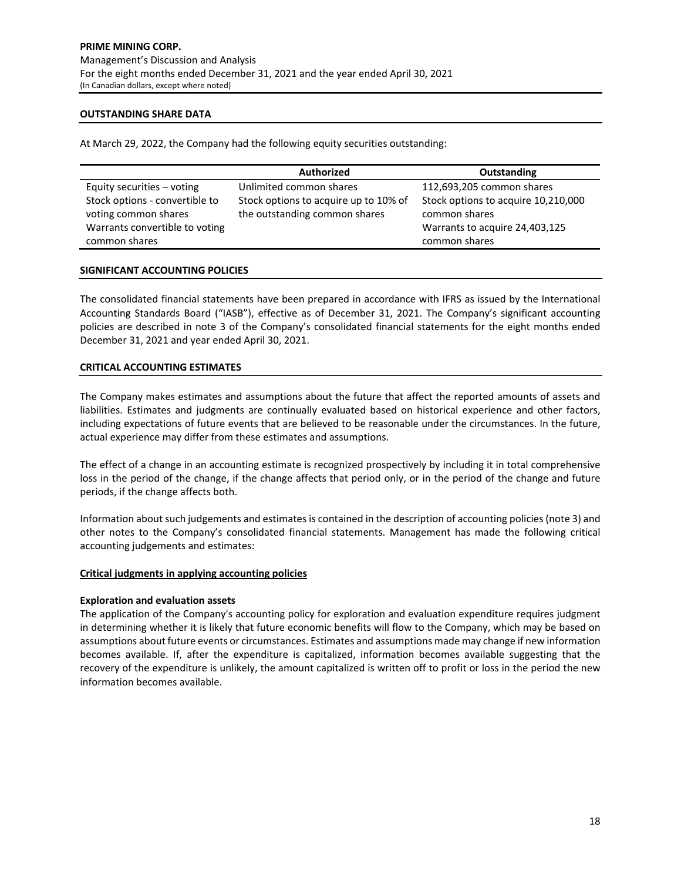## OUTSTANDING SHARE DATA

At March 29, 2022, the Company had the following equity securities outstanding:

| | Authorized | Outstanding |
|---|---|---|
| Equity securities – voting | Unlimited common shares | 112,693,205 common shares |
| Stock options - convertible to voting common shares | Stock options to acquire up to 10% of the outstanding common shares | Stock options to acquire 10,210,000 common shares |
| Warrants convertible to voting common shares | | Warrants to acquire 24,403,125 common shares |

## SIGNIFICANT ACCOUNTING POLICIES

The consolidated financial statements have been prepared in accordance with IFRS as issued by the International Accounting Standards Board ("IASB"), effective as of December 31, 2021. The Company's significant accounting policies are described in note 3 of the Company's consolidated financial statements for the eight months ended December 31, 2021 and year ended April 30, 2021.

## CRITICAL ACCOUNTING ESTIMATES

The Company makes estimates and assumptions about the future that affect the reported amounts of assets and liabilities. Estimates and judgments are continually evaluated based on historical experience and other factors, including expectations of future events that are believed to be reasonable under the circumstances. In the future, actual experience may differ from these estimates and assumptions.

The effect of a change in an accounting estimate is recognized prospectively by including it in total comprehensive loss in the period of the change, if the change affects that period only, or in the period of the change and future periods, if the change affects both.

Information about such judgements and estimates is contained in the description of accounting policies (note 3) and other notes to the Company's consolidated financial statements. Management has made the following critical accounting judgements and estimates:

### Critical judgments in applying accounting policies

**Exploration and evaluation assets**

The application of the Company's accounting policy for exploration and evaluation expenditure requires judgment in determining whether it is likely that future economic benefits will flow to the Company, which may be based on assumptions about future events or circumstances. Estimates and assumptions made may change if new information becomes available. If, after the expenditure is capitalized, information becomes available suggesting that the recovery of the expenditure is unlikely, the amount capitalized is written off to profit or loss in the period the new information becomes available.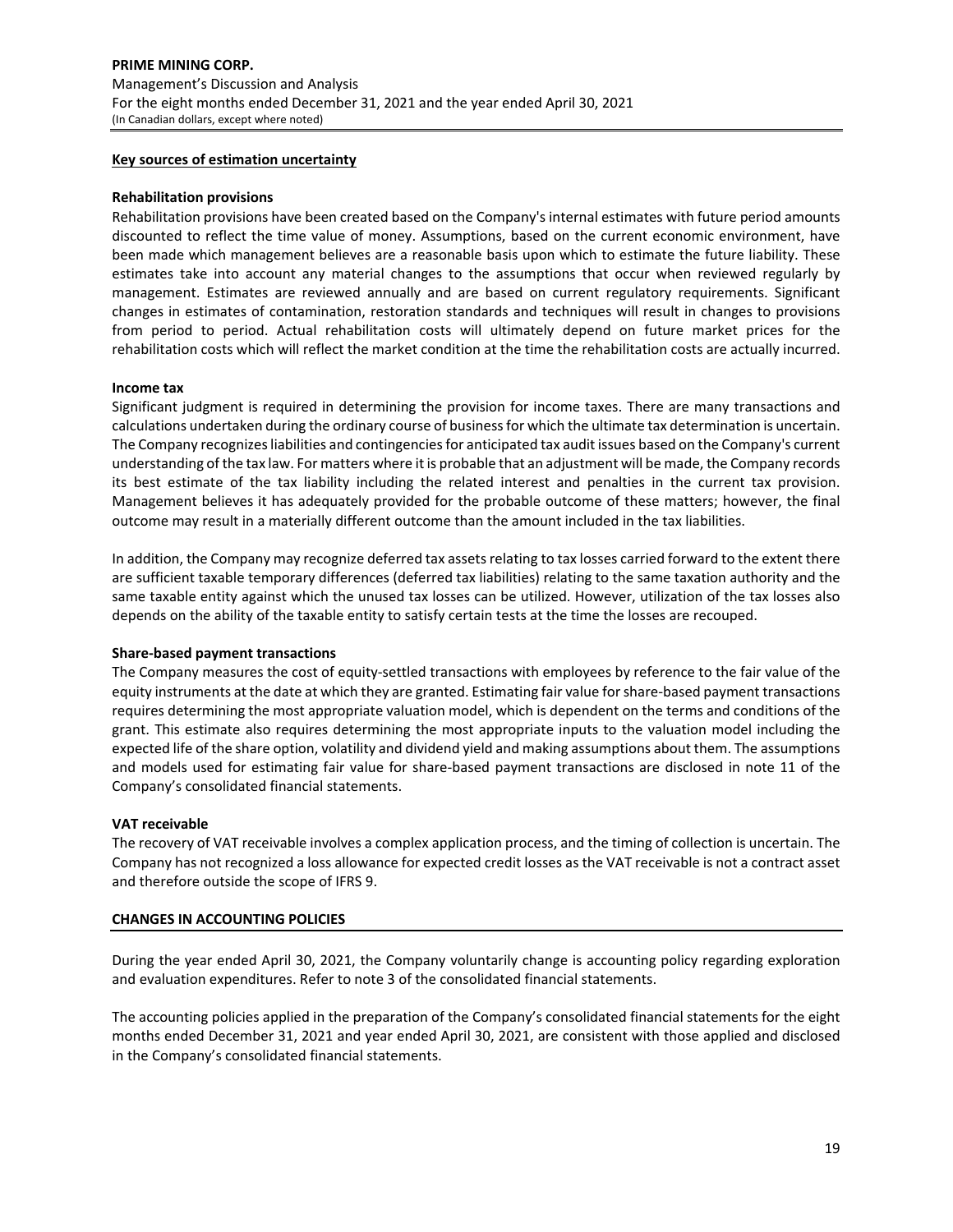#### Key sources of estimation uncertainty

**Rehabilitation provisions**

Rehabilitation provisions have been created based on the Company's internal estimates with future period amounts discounted to reflect the time value of money. Assumptions, based on the current economic environment, have been made which management believes are a reasonable basis upon which to estimate the future liability. These estimates take into account any material changes to the assumptions that occur when reviewed regularly by management. Estimates are reviewed annually and are based on current regulatory requirements. Significant changes in estimates of contamination, restoration standards and techniques will result in changes to provisions from period to period. Actual rehabilitation costs will ultimately depend on future market prices for the rehabilitation costs which will reflect the market condition at the time the rehabilitation costs are actually incurred.

**Income tax**

Significant judgment is required in determining the provision for income taxes. There are many transactions and calculations undertaken during the ordinary course of business for which the ultimate tax determination is uncertain. The Company recognizes liabilities and contingencies for anticipated tax audit issues based on the Company's current understanding of the tax law. For matters where it is probable that an adjustment will be made, the Company records its best estimate of the tax liability including the related interest and penalties in the current tax provision. Management believes it has adequately provided for the probable outcome of these matters; however, the final outcome may result in a materially different outcome than the amount included in the tax liabilities.

In addition, the Company may recognize deferred tax assets relating to tax losses carried forward to the extent there are sufficient taxable temporary differences (deferred tax liabilities) relating to the same taxation authority and the same taxable entity against which the unused tax losses can be utilized. However, utilization of the tax losses also depends on the ability of the taxable entity to satisfy certain tests at the time the losses are recouped.

**Share-based payment transactions**

The Company measures the cost of equity-settled transactions with employees by reference to the fair value of the equity instruments at the date at which they are granted. Estimating fair value for share-based payment transactions requires determining the most appropriate valuation model, which is dependent on the terms and conditions of the grant. This estimate also requires determining the most appropriate inputs to the valuation model including the expected life of the share option, volatility and dividend yield and making assumptions about them. The assumptions and models used for estimating fair value for share-based payment transactions are disclosed in note 11 of the Company's consolidated financial statements.

**VAT receivable**

The recovery of VAT receivable involves a complex application process, and the timing of collection is uncertain. The Company has not recognized a loss allowance for expected credit losses as the VAT receivable is not a contract asset and therefore outside the scope of IFRS 9.

## CHANGES IN ACCOUNTING POLICIES

During the year ended April 30, 2021, the Company voluntarily change is accounting policy regarding exploration and evaluation expenditures. Refer to note 3 of the consolidated financial statements.

The accounting policies applied in the preparation of the Company's consolidated financial statements for the eight months ended December 31, 2021 and year ended April 30, 2021, are consistent with those applied and disclosed in the Company's consolidated financial statements.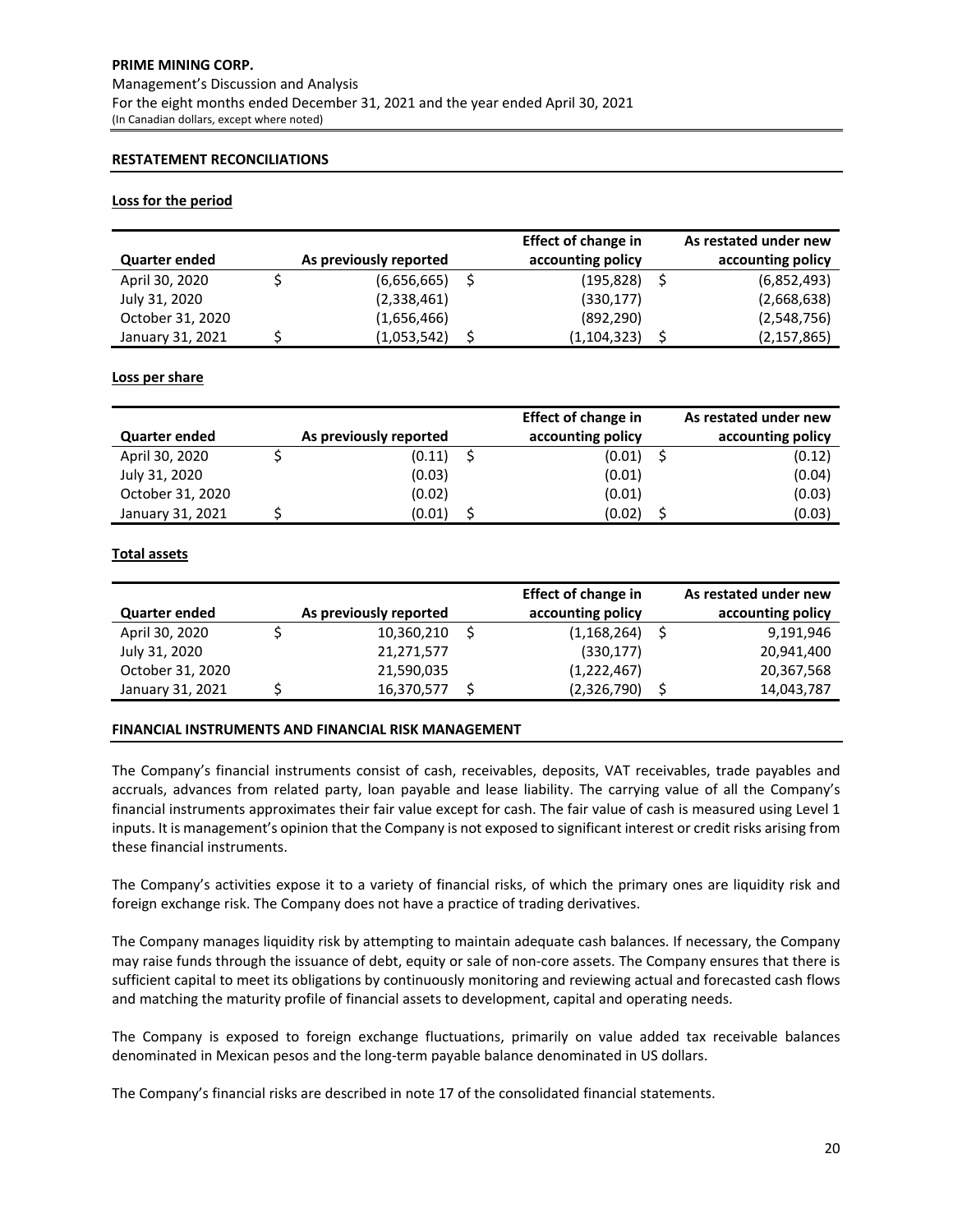## RESTATEMENT RECONCILIATIONS

### Loss for the period

| Quarter ended | As previously reported | Effect of change in accounting policy | As restated under new accounting policy |
|---|---|---|---|
| April 30, 2020 | $ (6,656,665) | $ (195,828) | $ (6,852,493) |
| July 31, 2020 | (2,338,461) | (330,177) | (2,668,638) |
| October 31, 2020 | (1,656,466) | (892,290) | (2,548,756) |
| January 31, 2021 | $ (1,053,542) | $ (1,104,323) | $ (2,157,865) |

### Loss per share

| Quarter ended | As previously reported | Effect of change in accounting policy | As restated under new accounting policy |
|---|---|---|---|
| April 30, 2020 | $ (0.11) | $ (0.01) | $ (0.12) |
| July 31, 2020 | (0.03) | (0.01) | (0.04) |
| October 31, 2020 | (0.02) | (0.01) | (0.03) |
| January 31, 2021 | $ (0.01) | $ (0.02) | $ (0.03) |

### Total assets

| Quarter ended | As previously reported | Effect of change in accounting policy | As restated under new accounting policy |
|---|---|---|---|
| April 30, 2020 | $ 10,360,210 | $ (1,168,264) | $ 9,191,946 |
| July 31, 2020 | 21,271,577 | (330,177) | 20,941,400 |
| October 31, 2020 | 21,590,035 | (1,222,467) | 20,367,568 |
| January 31, 2021 | $ 16,370,577 | $ (2,326,790) | $ 14,043,787 |

## FINANCIAL INSTRUMENTS AND FINANCIAL RISK MANAGEMENT

The Company's financial instruments consist of cash, receivables, deposits, VAT receivables, trade payables and accruals, advances from related party, loan payable and lease liability. The carrying value of all the Company's financial instruments approximates their fair value except for cash. The fair value of cash is measured using Level 1 inputs. It is management's opinion that the Company is not exposed to significant interest or credit risks arising from these financial instruments.

The Company's activities expose it to a variety of financial risks, of which the primary ones are liquidity risk and foreign exchange risk. The Company does not have a practice of trading derivatives.

The Company manages liquidity risk by attempting to maintain adequate cash balances. If necessary, the Company may raise funds through the issuance of debt, equity or sale of non-core assets. The Company ensures that there is sufficient capital to meet its obligations by continuously monitoring and reviewing actual and forecasted cash flows and matching the maturity profile of financial assets to development, capital and operating needs.

The Company is exposed to foreign exchange fluctuations, primarily on value added tax receivable balances denominated in Mexican pesos and the long-term payable balance denominated in US dollars.

The Company's financial risks are described in note 17 of the consolidated financial statements.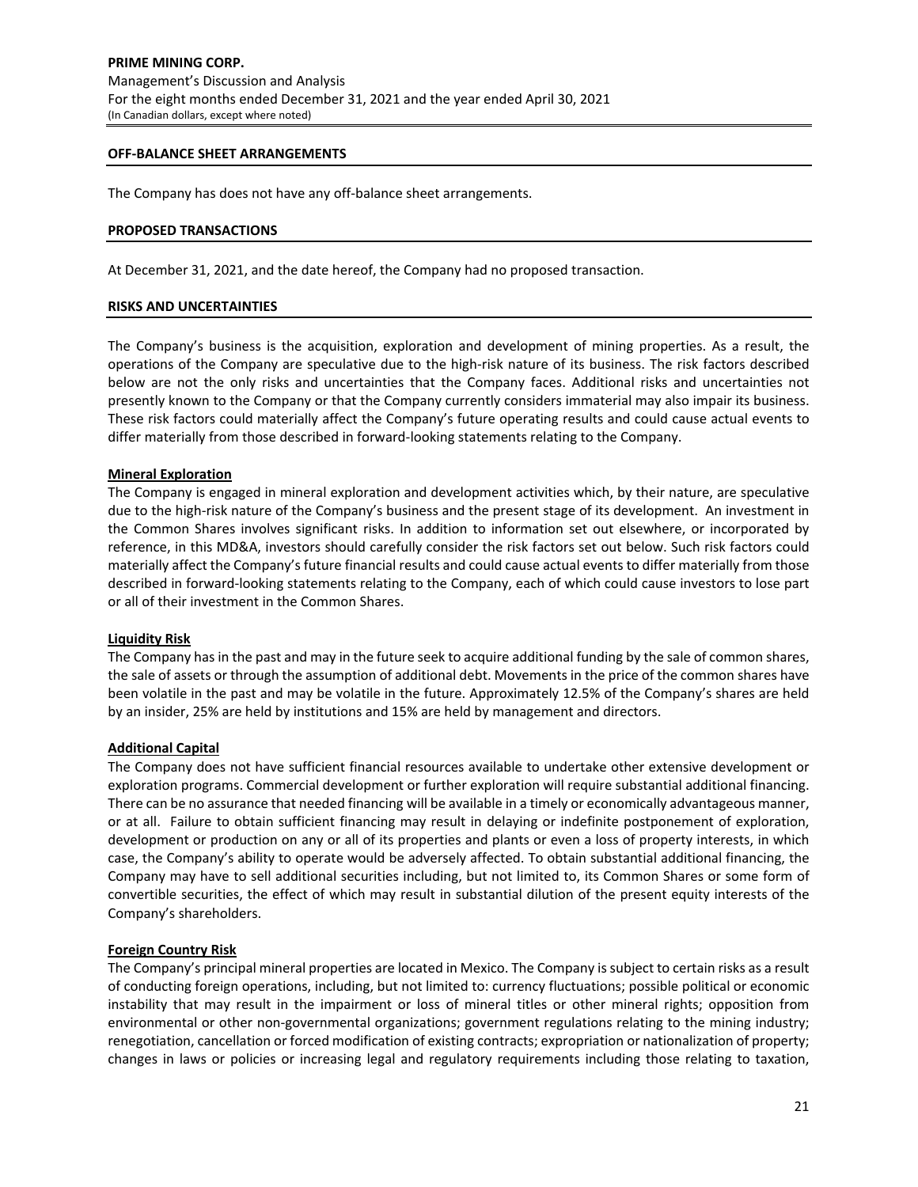## OFF-BALANCE SHEET ARRANGEMENTS

The Company has does not have any off-balance sheet arrangements.

## PROPOSED TRANSACTIONS

At December 31, 2021, and the date hereof, the Company had no proposed transaction.

## RISKS AND UNCERTAINTIES

The Company's business is the acquisition, exploration and development of mining properties. As a result, the operations of the Company are speculative due to the high-risk nature of its business. The risk factors described below are not the only risks and uncertainties that the Company faces. Additional risks and uncertainties not presently known to the Company or that the Company currently considers immaterial may also impair its business. These risk factors could materially affect the Company's future operating results and could cause actual events to differ materially from those described in forward-looking statements relating to the Company.

### Mineral Exploration

The Company is engaged in mineral exploration and development activities which, by their nature, are speculative due to the high-risk nature of the Company's business and the present stage of its development. An investment in the Common Shares involves significant risks. In addition to information set out elsewhere, or incorporated by reference, in this MD&A, investors should carefully consider the risk factors set out below. Such risk factors could materially affect the Company's future financial results and could cause actual events to differ materially from those described in forward-looking statements relating to the Company, each of which could cause investors to lose part or all of their investment in the Common Shares.

### Liquidity Risk

The Company has in the past and may in the future seek to acquire additional funding by the sale of common shares, the sale of assets or through the assumption of additional debt. Movements in the price of the common shares have been volatile in the past and may be volatile in the future. Approximately 12.5% of the Company's shares are held by an insider, 25% are held by institutions and 15% are held by management and directors.

### Additional Capital

The Company does not have sufficient financial resources available to undertake other extensive development or exploration programs. Commercial development or further exploration will require substantial additional financing. There can be no assurance that needed financing will be available in a timely or economically advantageous manner, or at all. Failure to obtain sufficient financing may result in delaying or indefinite postponement of exploration, development or production on any or all of its properties and plants or even a loss of property interests, in which case, the Company's ability to operate would be adversely affected. To obtain substantial additional financing, the Company may have to sell additional securities including, but not limited to, its Common Shares or some form of convertible securities, the effect of which may result in substantial dilution of the present equity interests of the Company's shareholders.

### Foreign Country Risk

The Company's principal mineral properties are located in Mexico. The Company is subject to certain risks as a result of conducting foreign operations, including, but not limited to: currency fluctuations; possible political or economic instability that may result in the impairment or loss of mineral titles or other mineral rights; opposition from environmental or other non-governmental organizations; government regulations relating to the mining industry; renegotiation, cancellation or forced modification of existing contracts; expropriation or nationalization of property; changes in laws or policies or increasing legal and regulatory requirements including those relating to taxation,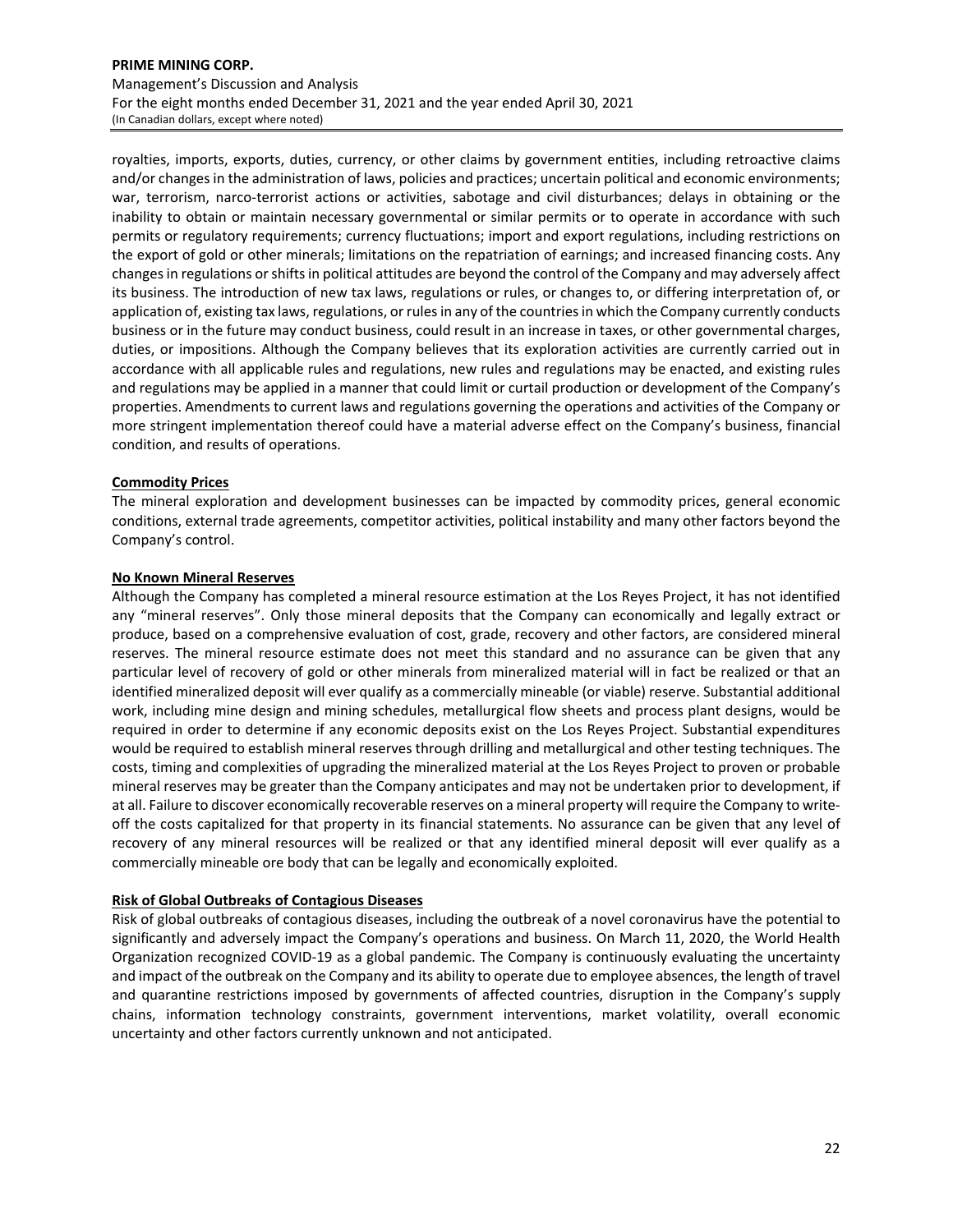royalties, imports, exports, duties, currency, or other claims by government entities, including retroactive claims and/or changes in the administration of laws, policies and practices; uncertain political and economic environments; war, terrorism, narco-terrorist actions or activities, sabotage and civil disturbances; delays in obtaining or the inability to obtain or maintain necessary governmental or similar permits or to operate in accordance with such permits or regulatory requirements; currency fluctuations; import and export regulations, including restrictions on the export of gold or other minerals; limitations on the repatriation of earnings; and increased financing costs. Any changes in regulations or shifts in political attitudes are beyond the control of the Company and may adversely affect its business. The introduction of new tax laws, regulations or rules, or changes to, or differing interpretation of, or application of, existing tax laws, regulations, or rules in any of the countries in which the Company currently conducts business or in the future may conduct business, could result in an increase in taxes, or other governmental charges, duties, or impositions. Although the Company believes that its exploration activities are currently carried out in accordance with all applicable rules and regulations, new rules and regulations may be enacted, and existing rules and regulations may be applied in a manner that could limit or curtail production or development of the Company's properties. Amendments to current laws and regulations governing the operations and activities of the Company or more stringent implementation thereof could have a material adverse effect on the Company's business, financial condition, and results of operations.

**Commodity Prices**

The mineral exploration and development businesses can be impacted by commodity prices, general economic conditions, external trade agreements, competitor activities, political instability and many other factors beyond the Company's control.

**No Known Mineral Reserves**

Although the Company has completed a mineral resource estimation at the Los Reyes Project, it has not identified any "mineral reserves". Only those mineral deposits that the Company can economically and legally extract or produce, based on a comprehensive evaluation of cost, grade, recovery and other factors, are considered mineral reserves. The mineral resource estimate does not meet this standard and no assurance can be given that any particular level of recovery of gold or other minerals from mineralized material will in fact be realized or that an identified mineralized deposit will ever qualify as a commercially mineable (or viable) reserve. Substantial additional work, including mine design and mining schedules, metallurgical flow sheets and process plant designs, would be required in order to determine if any economic deposits exist on the Los Reyes Project. Substantial expenditures would be required to establish mineral reserves through drilling and metallurgical and other testing techniques. The costs, timing and complexities of upgrading the mineralized material at the Los Reyes Project to proven or probable mineral reserves may be greater than the Company anticipates and may not be undertaken prior to development, if at all. Failure to discover economically recoverable reserves on a mineral property will require the Company to write-off the costs capitalized for that property in its financial statements. No assurance can be given that any level of recovery of any mineral resources will be realized or that any identified mineral deposit will ever qualify as a commercially mineable ore body that can be legally and economically exploited.

**Risk of Global Outbreaks of Contagious Diseases**

Risk of global outbreaks of contagious diseases, including the outbreak of a novel coronavirus have the potential to significantly and adversely impact the Company's operations and business. On March 11, 2020, the World Health Organization recognized COVID-19 as a global pandemic. The Company is continuously evaluating the uncertainty and impact of the outbreak on the Company and its ability to operate due to employee absences, the length of travel and quarantine restrictions imposed by governments of affected countries, disruption in the Company's supply chains, information technology constraints, government interventions, market volatility, overall economic uncertainty and other factors currently unknown and not anticipated.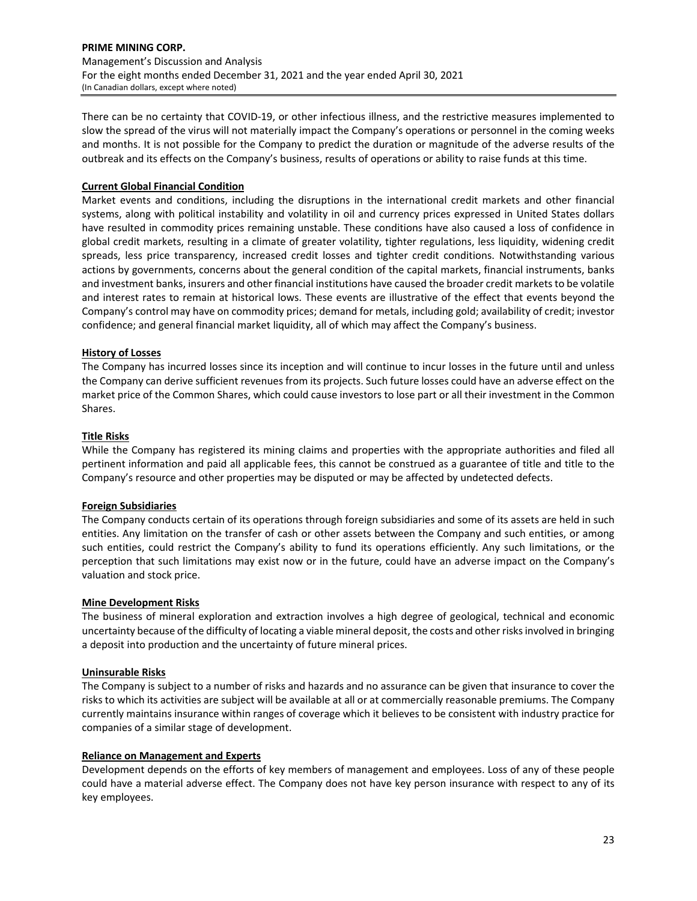There can be no certainty that COVID-19, or other infectious illness, and the restrictive measures implemented to slow the spread of the virus will not materially impact the Company's operations or personnel in the coming weeks and months. It is not possible for the Company to predict the duration or magnitude of the adverse results of the outbreak and its effects on the Company's business, results of operations or ability to raise funds at this time.

**Current Global Financial Condition**

Market events and conditions, including the disruptions in the international credit markets and other financial systems, along with political instability and volatility in oil and currency prices expressed in United States dollars have resulted in commodity prices remaining unstable. These conditions have also caused a loss of confidence in global credit markets, resulting in a climate of greater volatility, tighter regulations, less liquidity, widening credit spreads, less price transparency, increased credit losses and tighter credit conditions. Notwithstanding various actions by governments, concerns about the general condition of the capital markets, financial instruments, banks and investment banks, insurers and other financial institutions have caused the broader credit markets to be volatile and interest rates to remain at historical lows. These events are illustrative of the effect that events beyond the Company's control may have on commodity prices; demand for metals, including gold; availability of credit; investor confidence; and general financial market liquidity, all of which may affect the Company's business.

**History of Losses**

The Company has incurred losses since its inception and will continue to incur losses in the future until and unless the Company can derive sufficient revenues from its projects. Such future losses could have an adverse effect on the market price of the Common Shares, which could cause investors to lose part or all their investment in the Common Shares.

**Title Risks**

While the Company has registered its mining claims and properties with the appropriate authorities and filed all pertinent information and paid all applicable fees, this cannot be construed as a guarantee of title and title to the Company's resource and other properties may be disputed or may be affected by undetected defects.

**Foreign Subsidiaries**

The Company conducts certain of its operations through foreign subsidiaries and some of its assets are held in such entities. Any limitation on the transfer of cash or other assets between the Company and such entities, or among such entities, could restrict the Company's ability to fund its operations efficiently. Any such limitations, or the perception that such limitations may exist now or in the future, could have an adverse impact on the Company's valuation and stock price.

**Mine Development Risks**

The business of mineral exploration and extraction involves a high degree of geological, technical and economic uncertainty because of the difficulty of locating a viable mineral deposit, the costs and other risks involved in bringing a deposit into production and the uncertainty of future mineral prices.

**Uninsurable Risks**

The Company is subject to a number of risks and hazards and no assurance can be given that insurance to cover the risks to which its activities are subject will be available at all or at commercially reasonable premiums. The Company currently maintains insurance within ranges of coverage which it believes to be consistent with industry practice for companies of a similar stage of development.

**Reliance on Management and Experts**

Development depends on the efforts of key members of management and employees. Loss of any of these people could have a material adverse effect. The Company does not have key person insurance with respect to any of its key employees.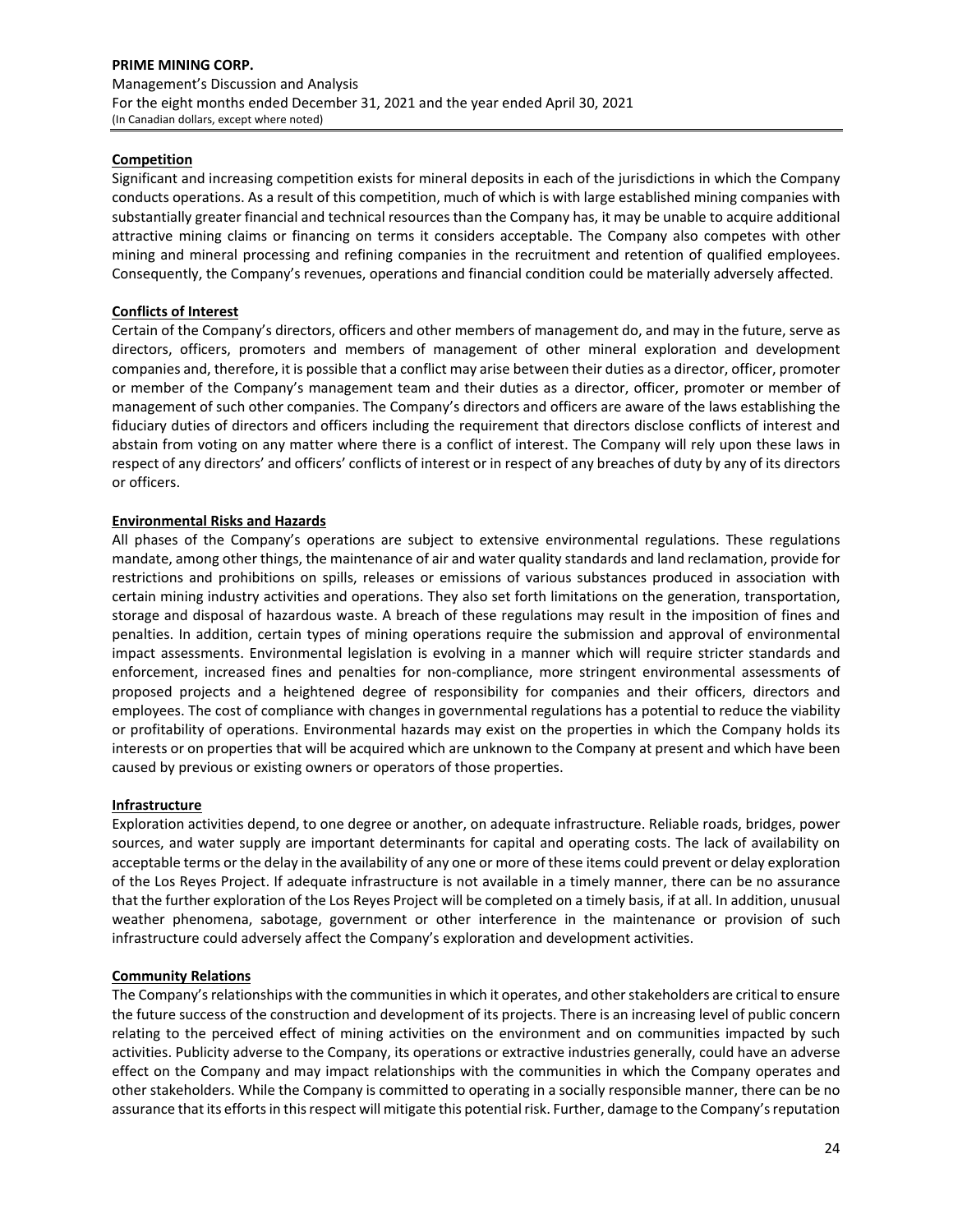#### **Competition**

Significant and increasing competition exists for mineral deposits in each of the jurisdictions in which the Company conducts operations. As a result of this competition, much of which is with large established mining companies with substantially greater financial and technical resources than the Company has, it may be unable to acquire additional attractive mining claims or financing on terms it considers acceptable. The Company also competes with other mining and mineral processing and refining companies in the recruitment and retention of qualified employees. Consequently, the Company's revenues, operations and financial condition could be materially adversely affected.

#### **Conflicts of Interest**

Certain of the Company's directors, officers and other members of management do, and may in the future, serve as directors, officers, promoters and members of management of other mineral exploration and development companies and, therefore, it is possible that a conflict may arise between their duties as a director, officer, promoter or member of the Company's management team and their duties as a director, officer, promoter or member of management of such other companies. The Company's directors and officers are aware of the laws establishing the fiduciary duties of directors and officers including the requirement that directors disclose conflicts of interest and abstain from voting on any matter where there is a conflict of interest. The Company will rely upon these laws in respect of any directors' and officers' conflicts of interest or in respect of any breaches of duty by any of its directors or officers.

#### **Environmental Risks and Hazards**

All phases of the Company's operations are subject to extensive environmental regulations. These regulations mandate, among other things, the maintenance of air and water quality standards and land reclamation, provide for restrictions and prohibitions on spills, releases or emissions of various substances produced in association with certain mining industry activities and operations. They also set forth limitations on the generation, transportation, storage and disposal of hazardous waste. A breach of these regulations may result in the imposition of fines and penalties. In addition, certain types of mining operations require the submission and approval of environmental impact assessments. Environmental legislation is evolving in a manner which will require stricter standards and enforcement, increased fines and penalties for non-compliance, more stringent environmental assessments of proposed projects and a heightened degree of responsibility for companies and their officers, directors and employees. The cost of compliance with changes in governmental regulations has a potential to reduce the viability or profitability of operations. Environmental hazards may exist on the properties in which the Company holds its interests or on properties that will be acquired which are unknown to the Company at present and which have been caused by previous or existing owners or operators of those properties.

#### **Infrastructure**

Exploration activities depend, to one degree or another, on adequate infrastructure. Reliable roads, bridges, power sources, and water supply are important determinants for capital and operating costs. The lack of availability on acceptable terms or the delay in the availability of any one or more of these items could prevent or delay exploration of the Los Reyes Project. If adequate infrastructure is not available in a timely manner, there can be no assurance that the further exploration of the Los Reyes Project will be completed on a timely basis, if at all. In addition, unusual weather phenomena, sabotage, government or other interference in the maintenance or provision of such infrastructure could adversely affect the Company's exploration and development activities.

#### **Community Relations**

The Company's relationships with the communities in which it operates, and other stakeholders are critical to ensure the future success of the construction and development of its projects. There is an increasing level of public concern relating to the perceived effect of mining activities on the environment and on communities impacted by such activities. Publicity adverse to the Company, its operations or extractive industries generally, could have an adverse effect on the Company and may impact relationships with the communities in which the Company operates and other stakeholders. While the Company is committed to operating in a socially responsible manner, there can be no assurance that its efforts in this respect will mitigate this potential risk. Further, damage to the Company's reputation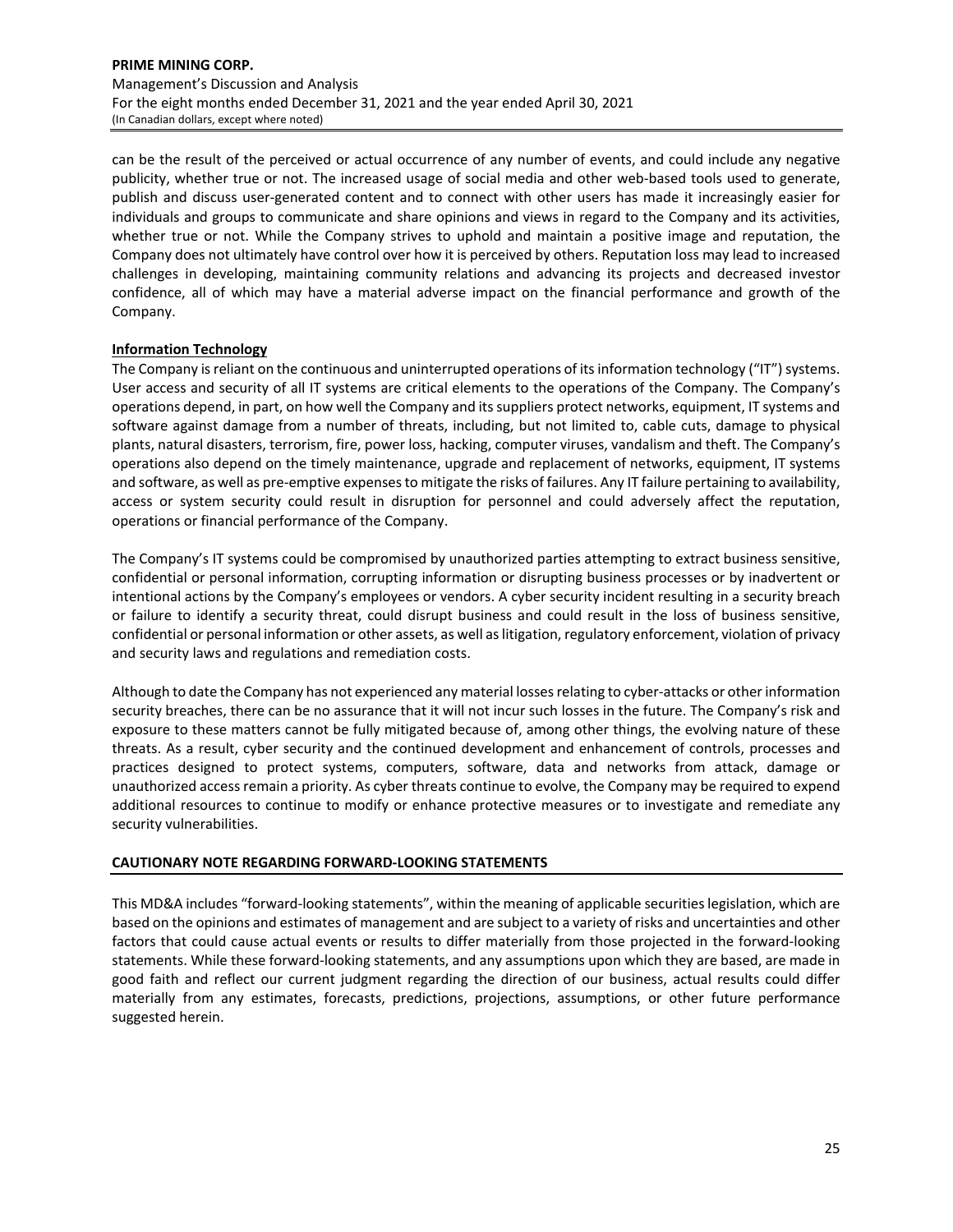can be the result of the perceived or actual occurrence of any number of events, and could include any negative publicity, whether true or not. The increased usage of social media and other web-based tools used to generate, publish and discuss user-generated content and to connect with other users has made it increasingly easier for individuals and groups to communicate and share opinions and views in regard to the Company and its activities, whether true or not. While the Company strives to uphold and maintain a positive image and reputation, the Company does not ultimately have control over how it is perceived by others. Reputation loss may lead to increased challenges in developing, maintaining community relations and advancing its projects and decreased investor confidence, all of which may have a material adverse impact on the financial performance and growth of the Company.

**Information Technology**

The Company is reliant on the continuous and uninterrupted operations of its information technology ("IT") systems. User access and security of all IT systems are critical elements to the operations of the Company. The Company's operations depend, in part, on how well the Company and its suppliers protect networks, equipment, IT systems and software against damage from a number of threats, including, but not limited to, cable cuts, damage to physical plants, natural disasters, terrorism, fire, power loss, hacking, computer viruses, vandalism and theft. The Company's operations also depend on the timely maintenance, upgrade and replacement of networks, equipment, IT systems and software, as well as pre-emptive expenses to mitigate the risks of failures. Any IT failure pertaining to availability, access or system security could result in disruption for personnel and could adversely affect the reputation, operations or financial performance of the Company.

The Company's IT systems could be compromised by unauthorized parties attempting to extract business sensitive, confidential or personal information, corrupting information or disrupting business processes or by inadvertent or intentional actions by the Company's employees or vendors. A cyber security incident resulting in a security breach or failure to identify a security threat, could disrupt business and could result in the loss of business sensitive, confidential or personal information or other assets, as well as litigation, regulatory enforcement, violation of privacy and security laws and regulations and remediation costs.

Although to date the Company has not experienced any material losses relating to cyber-attacks or other information security breaches, there can be no assurance that it will not incur such losses in the future. The Company's risk and exposure to these matters cannot be fully mitigated because of, among other things, the evolving nature of these threats. As a result, cyber security and the continued development and enhancement of controls, processes and practices designed to protect systems, computers, software, data and networks from attack, damage or unauthorized access remain a priority. As cyber threats continue to evolve, the Company may be required to expend additional resources to continue to modify or enhance protective measures or to investigate and remediate any security vulnerabilities.

## CAUTIONARY NOTE REGARDING FORWARD-LOOKING STATEMENTS

This MD&A includes "forward-looking statements", within the meaning of applicable securities legislation, which are based on the opinions and estimates of management and are subject to a variety of risks and uncertainties and other factors that could cause actual events or results to differ materially from those projected in the forward-looking statements. While these forward-looking statements, and any assumptions upon which they are based, are made in good faith and reflect our current judgment regarding the direction of our business, actual results could differ materially from any estimates, forecasts, predictions, projections, assumptions, or other future performance suggested herein.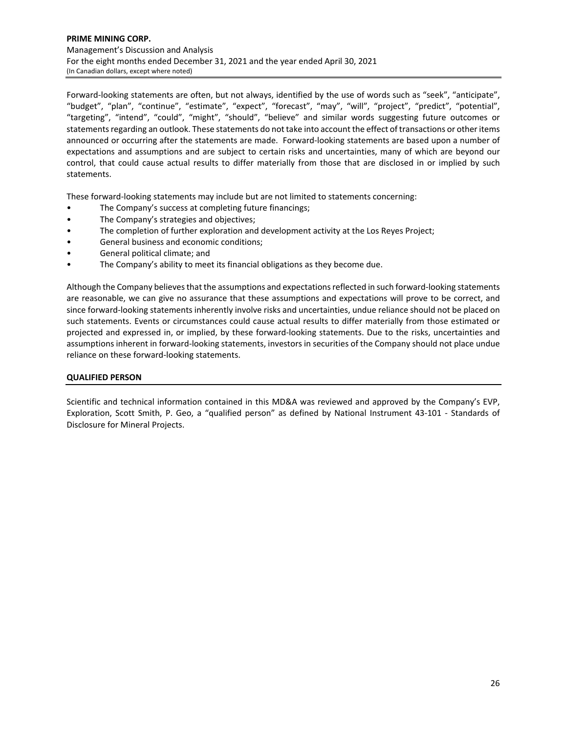Forward-looking statements are often, but not always, identified by the use of words such as "seek", "anticipate", "budget", "plan", "continue", "estimate", "expect", "forecast", "may", "will", "project", "predict", "potential", "targeting", "intend", "could", "might", "should", "believe" and similar words suggesting future outcomes or statements regarding an outlook. These statements do not take into account the effect of transactions or other items announced or occurring after the statements are made. Forward-looking statements are based upon a number of expectations and assumptions and are subject to certain risks and uncertainties, many of which are beyond our control, that could cause actual results to differ materially from those that are disclosed in or implied by such statements.

These forward-looking statements may include but are not limited to statements concerning:

- The Company's success at completing future financings;
- The Company's strategies and objectives;
- The completion of further exploration and development activity at the Los Reyes Project;
- General business and economic conditions;
- General political climate; and
- The Company's ability to meet its financial obligations as they become due.

Although the Company believes that the assumptions and expectations reflected in such forward-looking statements are reasonable, we can give no assurance that these assumptions and expectations will prove to be correct, and since forward-looking statements inherently involve risks and uncertainties, undue reliance should not be placed on such statements. Events or circumstances could cause actual results to differ materially from those estimated or projected and expressed in, or implied, by these forward-looking statements. Due to the risks, uncertainties and assumptions inherent in forward-looking statements, investors in securities of the Company should not place undue reliance on these forward-looking statements.

## QUALIFIED PERSON

Scientific and technical information contained in this MD&A was reviewed and approved by the Company's EVP, Exploration, Scott Smith, P. Geo, a "qualified person" as defined by National Instrument 43-101 - Standards of Disclosure for Mineral Projects.